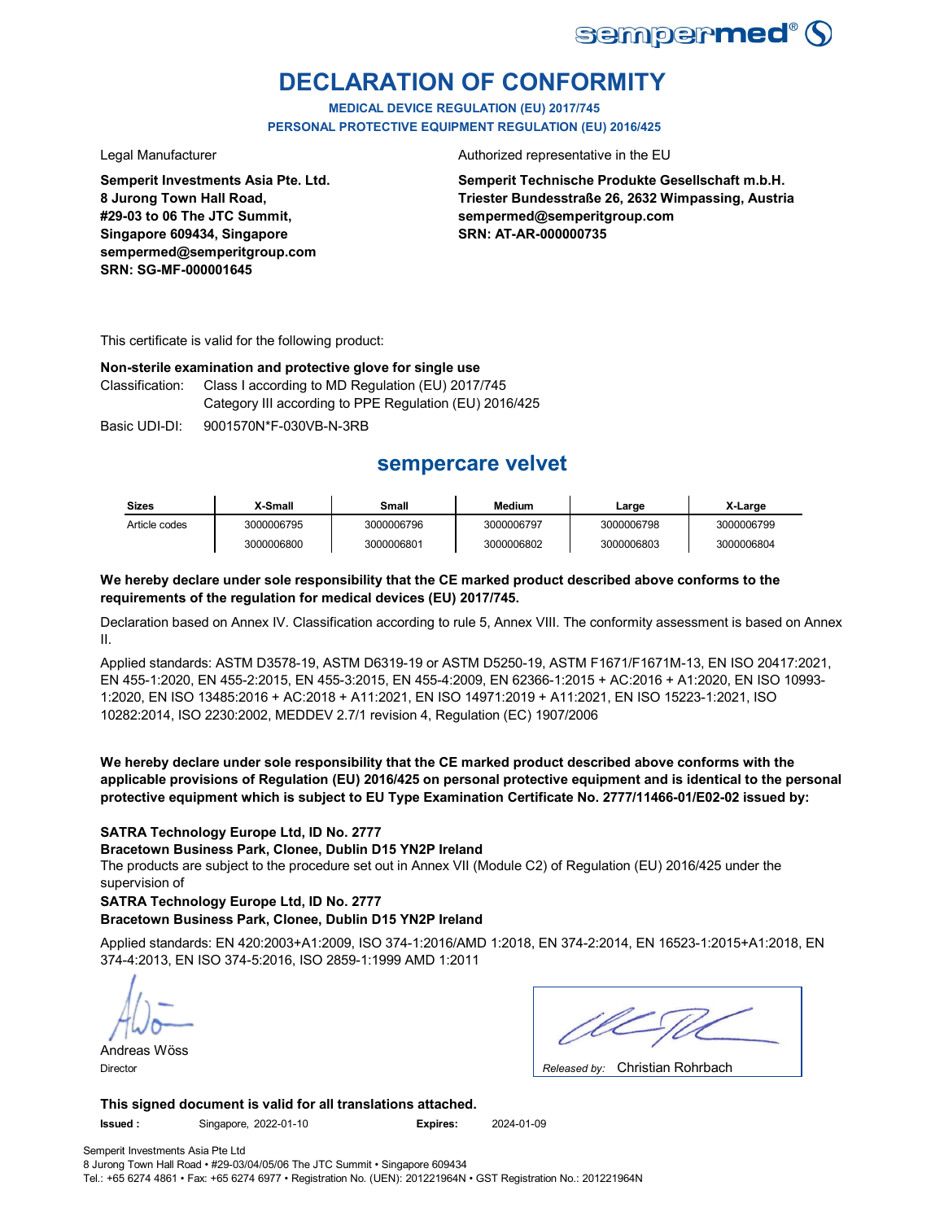sempermed®

# DECLARATION OF CONFORMITY

**MEDICAL DEVICE REGULATION (EU) 2017/745**
**PERSONAL PROTECTIVE EQUIPMENT REGULATION (EU) 2016/425**

Legal Manufacturer

**Semperit Investments Asia Pte. Ltd.**
**8 Jurong Town Hall Road,**
**#29-03 to 06 The JTC Summit,**
**Singapore 609434, Singapore**
**sempermed@semperitgroup.com**
**SRN: SG-MF-000001645**

Authorized representative in the EU

**Semperit Technische Produkte Gesellschaft m.b.H.**
**Triester Bundesstraße 26, 2632 Wimpassing, Austria**
**sempermed@semperitgroup.com**
**SRN: AT-AR-000000735**

This certificate is valid for the following product:

**Non-sterile examination and protective glove for single use**

Classification: Class I according to MD Regulation (EU) 2017/745
Category III according to PPE Regulation (EU) 2016/425

Basic UDI-DI: 9001570N*F-030VB-N-3RB

## sempercare velvet

| Sizes | X-Small | Small | Medium | Large | X-Large |
|---|---|---|---|---|---|
| Article codes | 3000006795 | 3000006796 | 3000006797 | 3000006798 | 3000006799 |
| | 3000006800 | 3000006801 | 3000006802 | 3000006803 | 3000006804 |

**We hereby declare under sole responsibility that the CE marked product described above conforms to the requirements of the regulation for medical devices (EU) 2017/745.**

Declaration based on Annex IV. Classification according to rule 5, Annex VIII. The conformity assessment is based on Annex II.

Applied standards: ASTM D3578-19, ASTM D6319-19 or ASTM D5250-19, ASTM F1671/F1671M-13, EN ISO 20417:2021, EN 455-1:2020, EN 455-2:2015, EN 455-3:2015, EN 455-4:2009, EN 62366-1:2015 + AC:2016 + A1:2020, EN ISO 10993-1:2020, EN ISO 13485:2016 + AC:2018 + A11:2021, EN ISO 14971:2019 + A11:2021, EN ISO 15223-1:2021, ISO 10282:2014, ISO 2230:2002, MEDDEV 2.7/1 revision 4, Regulation (EC) 1907/2006

**We hereby declare under sole responsibility that the CE marked product described above conforms with the applicable provisions of Regulation (EU) 2016/425 on personal protective equipment and is identical to the personal protective equipment which is subject to EU Type Examination Certificate No. 2777/11466-01/E02-02 issued by:**

**SATRA Technology Europe Ltd, ID No. 2777**
**Bracetown Business Park, Clonee, Dublin D15 YN2P Ireland**
The products are subject to the procedure set out in Annex VII (Module C2) of Regulation (EU) 2016/425 under the supervision of
**SATRA Technology Europe Ltd, ID No. 2777**
**Bracetown Business Park, Clonee, Dublin D15 YN2P Ireland**

Applied standards: EN 420:2003+A1:2009, ISO 374-1:2016/AMD 1:2018, EN 374-2:2014, EN 16523-1:2015+A1:2018, EN 374-4:2013, EN ISO 374-5:2016, ISO 2859-1:1999 AMD 1:2011

Andreas Wöss
Director

*Released by:* Christian Rohrbach

**This signed document is valid for all translations attached.**

**Issued :** Singapore, 2022-01-10 **Expires:** 2024-01-09

Semperit Investments Asia Pte Ltd
8 Jurong Town Hall Road • #29-03/04/05/06 The JTC Summit • Singapore 609434
Tel.: +65 6274 4861 • Fax: +65 6274 6977 • Registration No. (UEN): 201221964N • GST Registration No.: 201221964N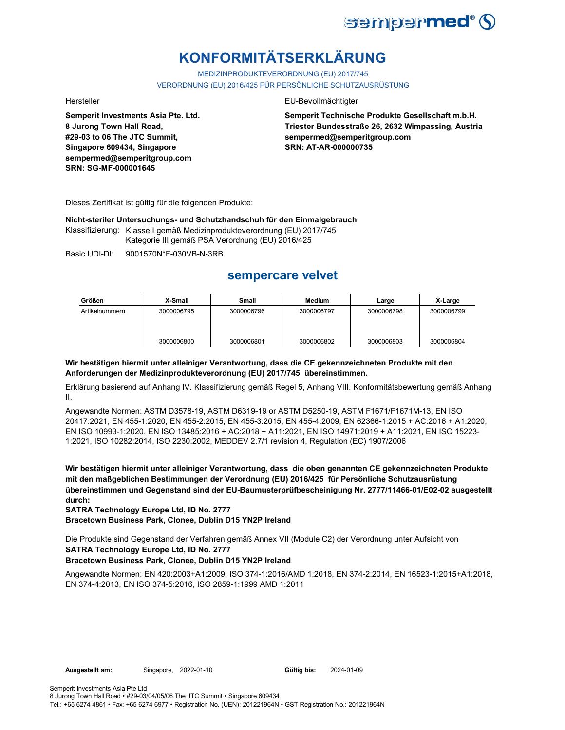# KONFORMITÄTSERKLÄRUNG

MEDIZINPRODUKTEVERORDNUNG (EU) 2017/745
VERORDNUNG (EU) 2016/425 FÜR PERSÖNLICHE SCHUTZAUSRÜSTUNG

Hersteller

**Semperit Investments Asia Pte. Ltd.**
**8 Jurong Town Hall Road,**
**#29-03 to 06 The JTC Summit,**
**Singapore 609434, Singapore**
**sempermed@semperitgroup.com**
**SRN: SG-MF-000001645**

EU-Bevollmächtigter

**Semperit Technische Produkte Gesellschaft m.b.H.**
**Triester Bundesstraße 26, 2632 Wimpassing, Austria**
**sempermed@semperitgroup.com**
**SRN: AT-AR-000000735**

Dieses Zertifikat ist gültig für die folgenden Produkte:

**Nicht-steriler Untersuchungs- und Schutzhandschuh für den Einmalgebrauch**

Klassifizierung: Klasse I gemäß Medizinprodukteverordnung (EU) 2017/745
Kategorie III gemäß PSA Verordnung (EU) 2016/425

Basic UDI-DI: 9001570N*F-030VB-N-3RB

## sempercare velvet

| Größen | X-Small | Small | Medium | Large | X-Large |
|---|---|---|---|---|---|
| Artikelnummern | 3000006795 | 3000006796 | 3000006797 | 3000006798 | 3000006799 |
| | 3000006800 | 3000006801 | 3000006802 | 3000006803 | 3000006804 |

**Wir bestätigen hiermit unter alleiniger Verantwortung, dass die CE gekennzeichneten Produkte mit den Anforderungen der Medizinprodukteverordnung (EU) 2017/745 übereinstimmen.**

Erklärung basierend auf Anhang IV. Klassifizierung gemäß Regel 5, Anhang VIII. Konformitätsbewertung gemäß Anhang II.

Angewandte Normen: ASTM D3578-19, ASTM D6319-19 or ASTM D5250-19, ASTM F1671/F1671M-13, EN ISO 20417:2021, EN 455-1:2020, EN 455-2:2015, EN 455-3:2015, EN 455-4:2009, EN 62366-1:2015 + AC:2016 + A1:2020, EN ISO 10993-1:2020, EN ISO 13485:2016 + AC:2018 + A11:2021, EN ISO 14971:2019 + A11:2021, EN ISO 15223-1:2021, ISO 10282:2014, ISO 2230:2002, MEDDEV 2.7/1 revision 4, Regulation (EC) 1907/2006

**Wir bestätigen hiermit unter alleiniger Verantwortung, dass die oben genannten CE gekennzeichneten Produkte mit den maßgeblichen Bestimmungen der Verordnung (EU) 2016/425 für Persönliche Schutzausrüstung übereinstimmen und Gegenstand sind der EU-Baumusterprüfbescheinigung Nr. 2777/11466-01/E02-02 ausgestellt durch:**
**SATRA Technology Europe Ltd, ID No. 2777**
**Bracetown Business Park, Clonee, Dublin D15 YN2P Ireland**

Die Produkte sind Gegenstand der Verfahren gemäß Annex VII (Module C2) der Verordnung unter Aufsicht von
**SATRA Technology Europe Ltd, ID No. 2777**
**Bracetown Business Park, Clonee, Dublin D15 YN2P Ireland**

Angewandte Normen: EN 420:2003+A1:2009, ISO 374-1:2016/AMD 1:2018, EN 374-2:2014, EN 16523-1:2015+A1:2018, EN 374-4:2013, EN ISO 374-5:2016, ISO 2859-1:1999 AMD 1:2011

**Ausgestellt am:** Singapore, 2022-01-10 **Gültig bis:** 2024-01-09

Semperit Investments Asia Pte Ltd
8 Jurong Town Hall Road • #29-03/04/05/06 The JTC Summit • Singapore 609434
Tel.: +65 6274 4861 • Fax: +65 6274 6977 • Registration No. (UEN): 201221964N • GST Registration No.: 201221964N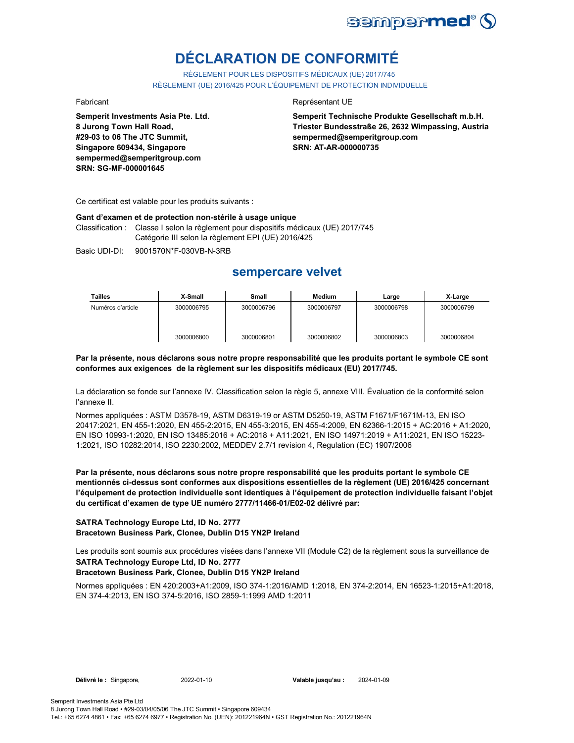# DÉCLARATION DE CONFORMITÉ

RÈGLEMENT POUR LES DISPOSITIFS MÉDICAUX (UE) 2017/745
RÈGLEMENT (UE) 2016/425 POUR L'ÉQUIPEMENT DE PROTECTION INDIVIDUELLE

Fabricant

**Semperit Investments Asia Pte. Ltd.**
**8 Jurong Town Hall Road,**
**#29-03 to 06 The JTC Summit,**
**Singapore 609434, Singapore**
**sempermed@semperitgroup.com**
**SRN: SG-MF-000001645**

Représentant UE

**Semperit Technische Produkte Gesellschaft m.b.H.**
**Triester Bundesstraße 26, 2632 Wimpassing, Austria**
**sempermed@semperitgroup.com**
**SRN: AT-AR-000000735**

Ce certificat est valable pour les produits suivants :

**Gant d'examen et de protection non-stérile à usage unique**

Classification : Classe I selon la règlement pour dispositifs médicaux (UE) 2017/745
Catégorie III selon la règlement EPI (UE) 2016/425

Basic UDI-DI: 9001570N*F-030VB-N-3RB

## sempercare velvet

| Tailles | X-Small | Small | Medium | Large | X-Large |
|---|---|---|---|---|---|
| Numéros d'article | 3000006795 | 3000006796 | 3000006797 | 3000006798 | 3000006799 |
| | 3000006800 | 3000006801 | 3000006802 | 3000006803 | 3000006804 |

**Par la présente, nous déclarons sous notre propre responsabilité que les produits portant le symbole CE sont conformes aux exigences de la règlement sur les dispositifs médicaux (EU) 2017/745.**

La déclaration se fonde sur l'annexe IV. Classification selon la règle 5, annexe VIII. Évaluation de la conformité selon l'annexe II.

Normes appliquées : ASTM D3578-19, ASTM D6319-19 or ASTM D5250-19, ASTM F1671/F1671M-13, EN ISO 20417:2021, EN 455-1:2020, EN 455-2:2015, EN 455-3:2015, EN 455-4:2009, EN 62366-1:2015 + AC:2016 + A1:2020, EN ISO 10993-1:2020, EN ISO 13485:2016 + AC:2018 + A11:2021, EN ISO 14971:2019 + A11:2021, EN ISO 15223-1:2021, ISO 10282:2014, ISO 2230:2002, MEDDEV 2.7/1 revision 4, Regulation (EC) 1907/2006

**Par la présente, nous déclarons sous notre propre responsabilité que les produits portant le symbole CE mentionnés ci-dessus sont conformes aux dispositions essentielles de la règlement (UE) 2016/425 concernant l'équipement de protection individuelle sont identiques à l'équipement de protection individuelle faisant l'objet du certificat d'examen de type UE numéro 2777/11466-01/E02-02 délivré par:**

**SATRA Technology Europe Ltd, ID No. 2777**
**Bracetown Business Park, Clonee, Dublin D15 YN2P Ireland**

Les produits sont soumis aux procédures visées dans l'annexe VII (Module C2) de la règlement sous la surveillance de
**SATRA Technology Europe Ltd, ID No. 2777**
**Bracetown Business Park, Clonee, Dublin D15 YN2P Ireland**

Normes appliquées : EN 420:2003+A1:2009, ISO 374-1:2016/AMD 1:2018, EN 374-2:2014, EN 16523-1:2015+A1:2018, EN 374-4:2013, EN ISO 374-5:2016, ISO 2859-1:1999 AMD 1:2011

**Délivré le :** Singapore, 2022-01-10 **Valable jusqu'au :** 2024-01-09

Semperit Investments Asia Pte Ltd
8 Jurong Town Hall Road • #29-03/04/05/06 The JTC Summit • Singapore 609434
Tel.: +65 6274 4861 • Fax: +65 6274 6977 • Registration No. (UEN): 201221964N • GST Registration No.: 201221964N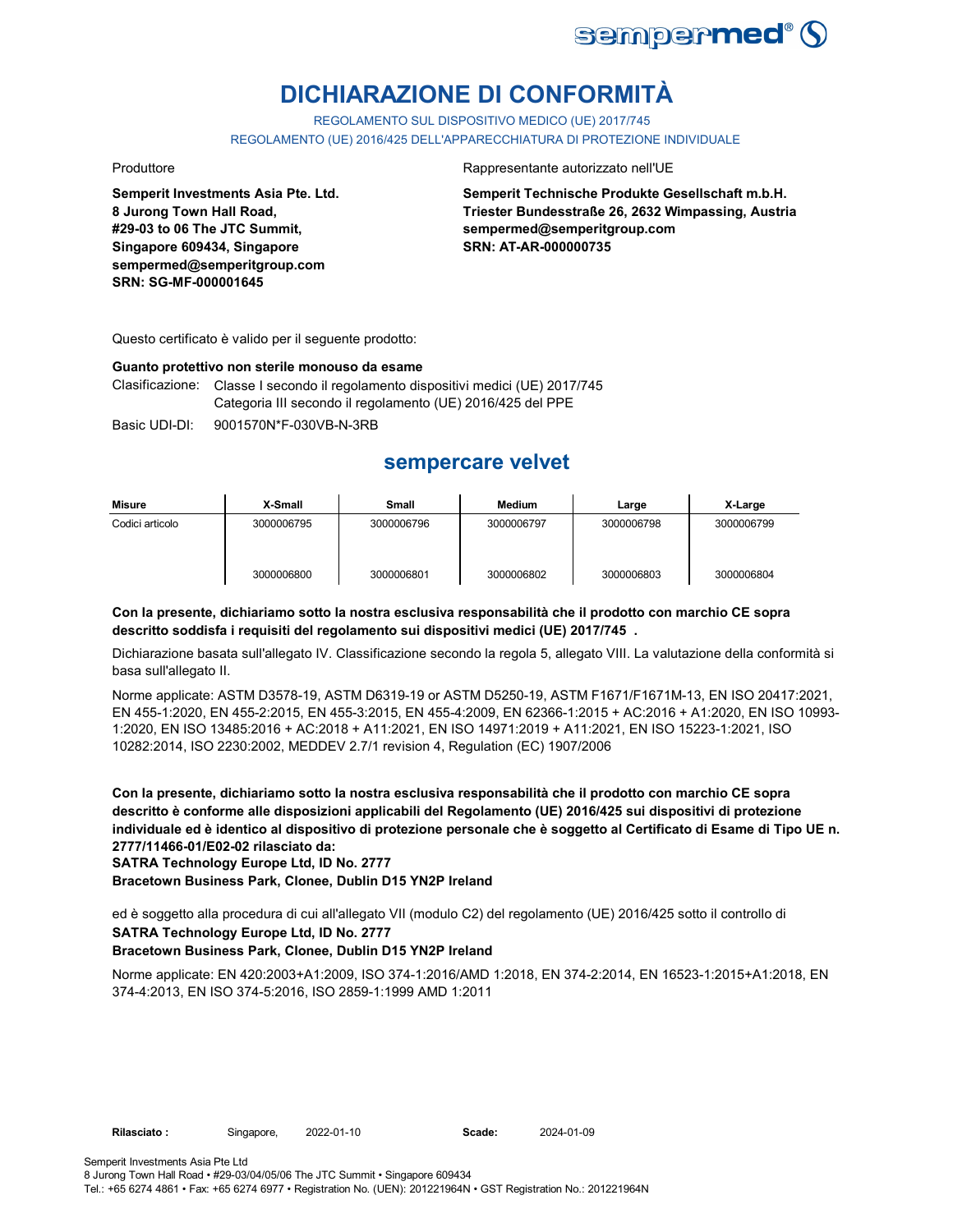# DICHIARAZIONE DI CONFORMITÀ

REGOLAMENTO SUL DISPOSITIVO MEDICO (UE) 2017/745

REGOLAMENTO (UE) 2016/425 DELL'APPARECCHIATURA DI PROTEZIONE INDIVIDUALE

Produttore

**Semperit Investments Asia Pte. Ltd.**
**8 Jurong Town Hall Road,**
**#29-03 to 06 The JTC Summit,**
**Singapore 609434, Singapore**
**sempermed@semperitgroup.com**
**SRN: SG-MF-000001645**

Rappresentante autorizzato nell'UE

**Semperit Technische Produkte Gesellschaft m.b.H.**
**Triester Bundesstraße 26, 2632 Wimpassing, Austria**
**sempermed@semperitgroup.com**
**SRN: AT-AR-000000735**

Questo certificato è valido per il seguente prodotto:

**Guanto protettivo non sterile monouso da esame**

Clasificazione: Classe I secondo il regolamento dispositivi medici (UE) 2017/745
Categoria III secondo il regolamento (UE) 2016/425 del PPE

Basic UDI-DI: 9001570N*F-030VB-N-3RB

## sempercare velvet

| Misure | X-Small | Small | Medium | Large | X-Large |
|---|---|---|---|---|---|
| Codici articolo | 3000006795 | 3000006796 | 3000006797 | 3000006798 | 3000006799 |
| | 3000006800 | 3000006801 | 3000006802 | 3000006803 | 3000006804 |

**Con la presente, dichiariamo sotto la nostra esclusiva responsabilità che il prodotto con marchio CE sopra descritto soddisfa i requisiti del regolamento sui dispositivi medici (UE) 2017/745 .**

Dichiarazione basata sull'allegato IV. Classificazione secondo la regola 5, allegato VIII. La valutazione della conformità si basa sull'allegato II.

Norme applicate: ASTM D3578-19, ASTM D6319-19 or ASTM D5250-19, ASTM F1671/F1671M-13, EN ISO 20417:2021, EN 455-1:2020, EN 455-2:2015, EN 455-3:2015, EN 455-4:2009, EN 62366-1:2015 + AC:2016 + A1:2020, EN ISO 10993-1:2020, EN ISO 13485:2016 + AC:2018 + A11:2021, EN ISO 14971:2019 + A11:2021, EN ISO 15223-1:2021, ISO 10282:2014, ISO 2230:2002, MEDDEV 2.7/1 revision 4, Regulation (EC) 1907/2006

**Con la presente, dichiariamo sotto la nostra esclusiva responsabilità che il prodotto con marchio CE sopra descritto è conforme alle disposizioni applicabili del Regolamento (UE) 2016/425 sui dispositivi di protezione individuale ed è identico al dispositivo di protezione personale che è soggetto al Certificato di Esame di Tipo UE n. 2777/11466-01/E02-02 rilasciato da:**
**SATRA Technology Europe Ltd, ID No. 2777**
**Bracetown Business Park, Clonee, Dublin D15 YN2P Ireland**

ed è soggetto alla procedura di cui all'allegato VII (modulo C2) del regolamento (UE) 2016/425 sotto il controllo di
**SATRA Technology Europe Ltd, ID No. 2777**
**Bracetown Business Park, Clonee, Dublin D15 YN2P Ireland**

Norme applicate: EN 420:2003+A1:2009, ISO 374-1:2016/AMD 1:2018, EN 374-2:2014, EN 16523-1:2015+A1:2018, EN 374-4:2013, EN ISO 374-5:2016, ISO 2859-1:1999 AMD 1:2011

**Rilasciato :** Singapore, 2022-01-10 **Scade:** 2024-01-09

Semperit Investments Asia Pte Ltd
8 Jurong Town Hall Road • #29-03/04/05/06 The JTC Summit • Singapore 609434
Tel.: +65 6274 4861 • Fax: +65 6274 6977 • Registration No. (UEN): 201221964N • GST Registration No.: 201221964N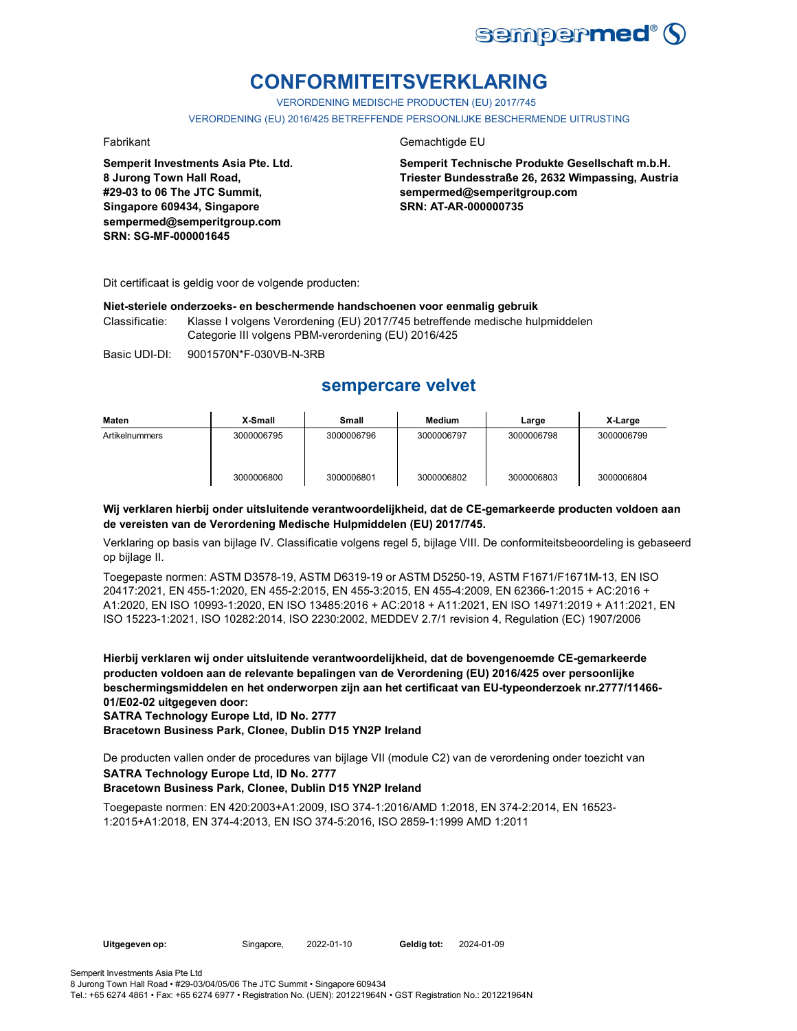# CONFORMITEITSVERKLARING

VERORDENING MEDISCHE PRODUCTEN (EU) 2017/745

VERORDENING (EU) 2016/425 BETREFFENDE PERSOONLIJKE BESCHERMENDE UITRUSTING

Fabrikant

**Semperit Investments Asia Pte. Ltd.**
**8 Jurong Town Hall Road,**
**#29-03 to 06 The JTC Summit,**
**Singapore 609434, Singapore**
**sempermed@semperitgroup.com**
**SRN: SG-MF-000001645**

Gemachtigde EU

**Semperit Technische Produkte Gesellschaft m.b.H.**
**Triester Bundesstraße 26, 2632 Wimpassing, Austria**
**sempermed@semperitgroup.com**
**SRN: AT-AR-000000735**

Dit certificaat is geldig voor de volgende producten:

**Niet-steriele onderzoeks- en beschermende handschoenen voor eenmalig gebruik**

Classificatie: Klasse I volgens Verordening (EU) 2017/745 betreffende medische hulpmiddelen
Categorie III volgens PBM-verordening (EU) 2016/425

Basic UDI-DI: 9001570N*F-030VB-N-3RB

## sempercare velvet

| Maten | X-Small | Small | Medium | Large | X-Large |
|---|---|---|---|---|---|
| Artikelnummers | 3000006795 | 3000006796 | 3000006797 | 3000006798 | 3000006799 |
| | 3000006800 | 3000006801 | 3000006802 | 3000006803 | 3000006804 |

**Wij verklaren hierbij onder uitsluitende verantwoordelijkheid, dat de CE-gemarkeerde producten voldoen aan de vereisten van de Verordening Medische Hulpmiddelen (EU) 2017/745.**

Verklaring op basis van bijlage IV. Classificatie volgens regel 5, bijlage VIII. De conformiteitsbeoordeling is gebaseerd op bijlage II.

Toegepaste normen: ASTM D3578-19, ASTM D6319-19 or ASTM D5250-19, ASTM F1671/F1671M-13, EN ISO 20417:2021, EN 455-1:2020, EN 455-2:2015, EN 455-3:2015, EN 455-4:2009, EN 62366-1:2015 + AC:2016 + A1:2020, EN ISO 10993-1:2020, EN ISO 13485:2016 + AC:2018 + A11:2021, EN ISO 14971:2019 + A11:2021, EN ISO 15223-1:2021, ISO 10282:2014, ISO 2230:2002, MEDDEV 2.7/1 revision 4, Regulation (EC) 1907/2006

**Hierbij verklaren wij onder uitsluitende verantwoordelijkheid, dat de bovengenoemde CE-gemarkeerde producten voldoen aan de relevante bepalingen van de Verordening (EU) 2016/425 over persoonlijke beschermingsmiddelen en het onderworpen zijn aan het certificaat van EU-typeonderzoek nr.2777/11466-01/E02-02 uitgegeven door:**
**SATRA Technology Europe Ltd, ID No. 2777**
**Bracetown Business Park, Clonee, Dublin D15 YN2P Ireland**

De producten vallen onder de procedures van bijlage VII (module C2) van de verordening onder toezicht van
**SATRA Technology Europe Ltd, ID No. 2777**
**Bracetown Business Park, Clonee, Dublin D15 YN2P Ireland**

Toegepaste normen: EN 420:2003+A1:2009, ISO 374-1:2016/AMD 1:2018, EN 374-2:2014, EN 16523-1:2015+A1:2018, EN 374-4:2013, EN ISO 374-5:2016, ISO 2859-1:1999 AMD 1:2011

**Uitgegeven op:** Singapore, 2022-01-10 **Geldig tot:** 2024-01-09

Semperit Investments Asia Pte Ltd
8 Jurong Town Hall Road • #29-03/04/05/06 The JTC Summit • Singapore 609434
Tel.: +65 6274 4861 • Fax: +65 6274 6977 • Registration No. (UEN): 201221964N • GST Registration No.: 201221964N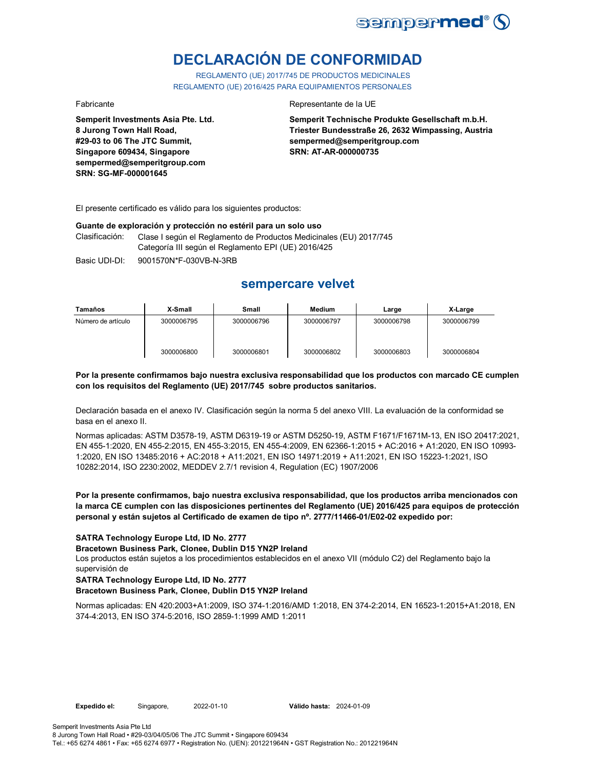# DECLARACIÓN DE CONFORMIDAD

REGLAMENTO (UE) 2017/745 DE PRODUCTOS MEDICINALES
REGLAMENTO (UE) 2016/425 PARA EQUIPAMIENTOS PERSONALES

Fabricante

**Semperit Investments Asia Pte. Ltd.**
**8 Jurong Town Hall Road,**
**#29-03 to 06 The JTC Summit,**
**Singapore 609434, Singapore**
**sempermed@semperitgroup.com**
**SRN: SG-MF-000001645**

Representante de la UE

**Semperit Technische Produkte Gesellschaft m.b.H.**
**Triester Bundesstraße 26, 2632 Wimpassing, Austria**
**sempermed@semperitgroup.com**
**SRN: AT-AR-000000735**

El presente certificado es válido para los siguientes productos:

**Guante de exploración y protección no estéril para un solo uso**

Clasificación: Clase I según el Reglamento de Productos Medicinales (EU) 2017/745
Categoría III según el Reglamento EPI (UE) 2016/425

Basic UDI-DI: 9001570N*F-030VB-N-3RB

## sempercare velvet

| Tamaños | X-Small | Small | Medium | Large | X-Large |
|---|---|---|---|---|---|
| Número de artículo | 3000006795 | 3000006796 | 3000006797 | 3000006798 | 3000006799 |
| | 3000006800 | 3000006801 | 3000006802 | 3000006803 | 3000006804 |

**Por la presente confirmamos bajo nuestra exclusiva responsabilidad que los productos con marcado CE cumplen con los requisitos del Reglamento (UE) 2017/745 sobre productos sanitarios.**

Declaración basada en el anexo IV. Clasificación según la norma 5 del anexo VIII. La evaluación de la conformidad se basa en el anexo II.

Normas aplicadas: ASTM D3578-19, ASTM D6319-19 or ASTM D5250-19, ASTM F1671/F1671M-13, EN ISO 20417:2021, EN 455-1:2020, EN 455-2:2015, EN 455-3:2015, EN 455-4:2009, EN 62366-1:2015 + AC:2016 + A1:2020, EN ISO 10993-1:2020, EN ISO 13485:2016 + AC:2018 + A11:2021, EN ISO 14971:2019 + A11:2021, EN ISO 15223-1:2021, ISO 10282:2014, ISO 2230:2002, MEDDEV 2.7/1 revision 4, Regulation (EC) 1907/2006

**Por la presente confirmamos, bajo nuestra exclusiva responsabilidad, que los productos arriba mencionados con la marca CE cumplen con las disposiciones pertinentes del Reglamento (UE) 2016/425 para equipos de protección personal y están sujetos al Certificado de examen de tipo nº. 2777/11466-01/E02-02 expedido por:**

**SATRA Technology Europe Ltd, ID No. 2777**
**Bracetown Business Park, Clonee, Dublin D15 YN2P Ireland**
Los productos están sujetos a los procedimientos establecidos en el anexo VII (módulo C2) del Reglamento bajo la supervisión de
**SATRA Technology Europe Ltd, ID No. 2777**
**Bracetown Business Park, Clonee, Dublin D15 YN2P Ireland**

Normas aplicadas: EN 420:2003+A1:2009, ISO 374-1:2016/AMD 1:2018, EN 374-2:2014, EN 16523-1:2015+A1:2018, EN 374-4:2013, EN ISO 374-5:2016, ISO 2859-1:1999 AMD 1:2011

**Expedido el:** Singapore, 2022-01-10 **Válido hasta:** 2024-01-09

Semperit Investments Asia Pte Ltd
8 Jurong Town Hall Road • #29-03/04/05/06 The JTC Summit • Singapore 609434
Tel.: +65 6274 4861 • Fax: +65 6274 6977 • Registration No. (UEN): 201221964N • GST Registration No.: 201221964N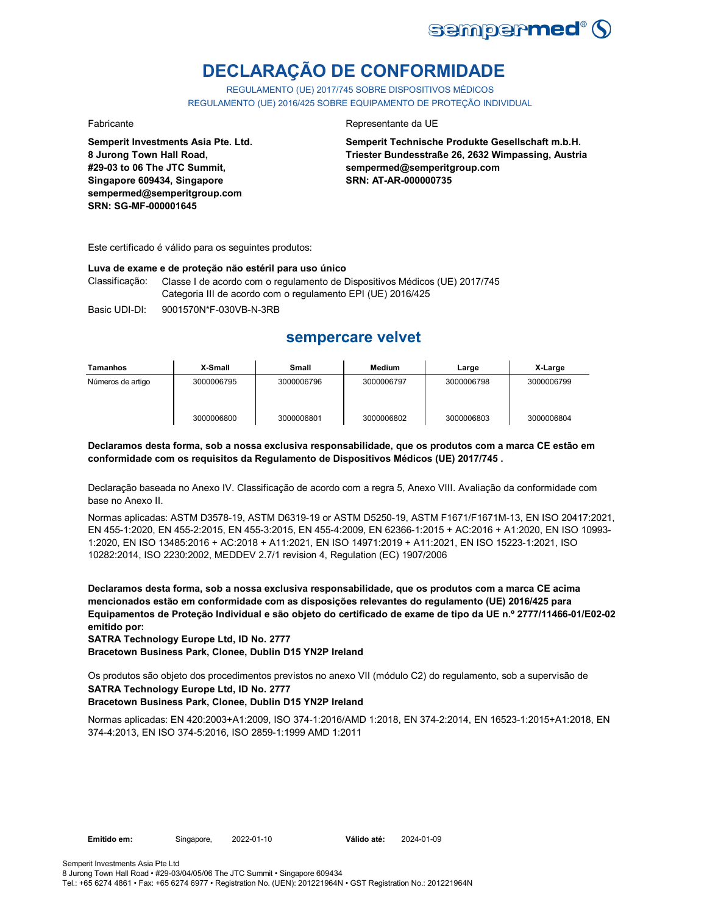# DECLARAÇÃO DE CONFORMIDADE

REGULAMENTO (UE) 2017/745 SOBRE DISPOSITIVOS MÉDICOS
REGULAMENTO (UE) 2016/425 SOBRE EQUIPAMENTO DE PROTEÇÃO INDIVIDUAL

Fabricante

**Semperit Investments Asia Pte. Ltd.**
**8 Jurong Town Hall Road,**
**#29-03 to 06 The JTC Summit,**
**Singapore 609434, Singapore**
**sempermed@semperitgroup.com**
**SRN: SG-MF-000001645**

Representante da UE

**Semperit Technische Produkte Gesellschaft m.b.H.**
**Triester Bundesstraße 26, 2632 Wimpassing, Austria**
**sempermed@semperitgroup.com**
**SRN: AT-AR-000000735**

Este certificado é válido para os seguintes produtos:

**Luva de exame e de proteção não estéril para uso único**

Classificação: Classe I de acordo com o regulamento de Dispositivos Médicos (UE) 2017/745
Categoria III de acordo com o regulamento EPI (UE) 2016/425

Basic UDI-DI: 9001570N*F-030VB-N-3RB

## sempercare velvet

| Tamanhos | X-Small | Small | Medium | Large | X-Large |
|---|---|---|---|---|---|
| Números de artigo | 3000006795 | 3000006796 | 3000006797 | 3000006798 | 3000006799 |
| | 3000006800 | 3000006801 | 3000006802 | 3000006803 | 3000006804 |

**Declaramos desta forma, sob a nossa exclusiva responsabilidade, que os produtos com a marca CE estão em conformidade com os requisitos da Regulamento de Dispositivos Médicos (UE) 2017/745 .**

Declaração baseada no Anexo IV. Classificação de acordo com a regra 5, Anexo VIII. Avaliação da conformidade com base no Anexo II.

Normas aplicadas: ASTM D3578-19, ASTM D6319-19 or ASTM D5250-19, ASTM F1671/F1671M-13, EN ISO 20417:2021, EN 455-1:2020, EN 455-2:2015, EN 455-3:2015, EN 455-4:2009, EN 62366-1:2015 + AC:2016 + A1:2020, EN ISO 10993-1:2020, EN ISO 13485:2016 + AC:2018 + A11:2021, EN ISO 14971:2019 + A11:2021, EN ISO 15223-1:2021, ISO 10282:2014, ISO 2230:2002, MEDDEV 2.7/1 revision 4, Regulation (EC) 1907/2006

**Declaramos desta forma, sob a nossa exclusiva responsabilidade, que os produtos com a marca CE acima mencionados estão em conformidade com as disposições relevantes do regulamento (UE) 2016/425 para Equipamentos de Proteção Individual e são objeto do certificado de exame de tipo da UE n.º 2777/11466-01/E02-02 emitido por:**
**SATRA Technology Europe Ltd, ID No. 2777**
**Bracetown Business Park, Clonee, Dublin D15 YN2P Ireland**

Os produtos são objeto dos procedimentos previstos no anexo VII (módulo C2) do regulamento, sob a supervisão de
**SATRA Technology Europe Ltd, ID No. 2777**
**Bracetown Business Park, Clonee, Dublin D15 YN2P Ireland**

Normas aplicadas: EN 420:2003+A1:2009, ISO 374-1:2016/AMD 1:2018, EN 374-2:2014, EN 16523-1:2015+A1:2018, EN 374-4:2013, EN ISO 374-5:2016, ISO 2859-1:1999 AMD 1:2011

**Emitido em:** Singapore, 2022-01-10 **Válido até:** 2024-01-09

Semperit Investments Asia Pte Ltd
8 Jurong Town Hall Road • #29-03/04/05/06 The JTC Summit • Singapore 609434
Tel.: +65 6274 4861 • Fax: +65 6274 6977 • Registration No. (UEN): 201221964N • GST Registration No.: 201221964N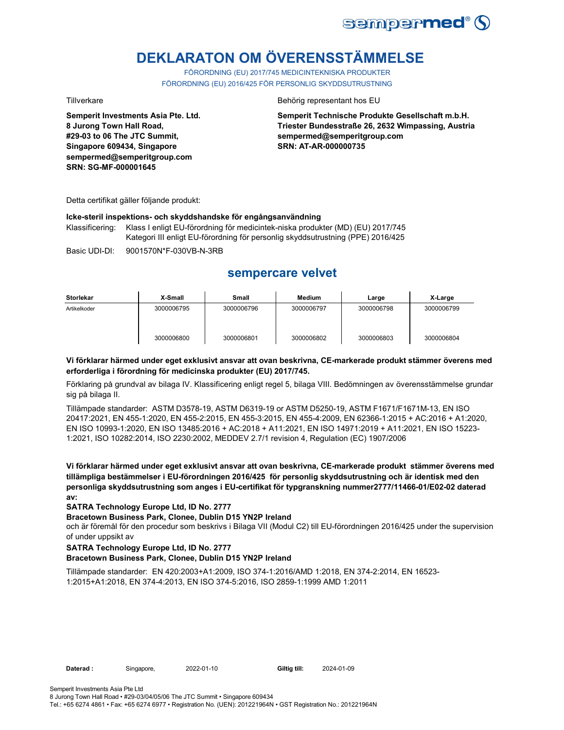# DEKLARATON OM ÖVERENSSTÄMMELSE

FÖRORDNING (EU) 2017/745 MEDICINTEKNISKA PRODUKTER
FÖRORDNING (EU) 2016/425 FÖR PERSONLIG SKYDDSUTRUSTNING

Tillverkare

**Semperit Investments Asia Pte. Ltd.**
**8 Jurong Town Hall Road,**
**#29-03 to 06 The JTC Summit,**
**Singapore 609434, Singapore**
**sempermed@semperitgroup.com**
**SRN: SG-MF-000001645**

Behörig representant hos EU

**Semperit Technische Produkte Gesellschaft m.b.H.**
**Triester Bundesstraße 26, 2632 Wimpassing, Austria**
**sempermed@semperitgroup.com**
**SRN: AT-AR-000000735**

Detta certifikat gäller följande produkt:

**Icke-steril inspektions- och skyddshandske för engångsanvändning**

Klassificering: Klass I enligt EU-förordning för medicintek-niska produkter (MD) (EU) 2017/745
Kategori III enligt EU-förordning för personlig skyddsutrustning (PPE) 2016/425

Basic UDI-DI: 9001570N*F-030VB-N-3RB

## sempercare velvet

| Storlekar | X-Small | Small | Medium | Large | X-Large |
|---|---|---|---|---|---|
| Artikelkoder | 3000006795 | 3000006796 | 3000006797 | 3000006798 | 3000006799 |
| | 3000006800 | 3000006801 | 3000006802 | 3000006803 | 3000006804 |

**Vi förklarar härmed under eget exklusivt ansvar att ovan beskrivna, CE-markerade produkt stämmer överens med erforderliga i förordning för medicinska produkter (EU) 2017/745.**

Förklaring på grundval av bilaga IV. Klassificering enligt regel 5, bilaga VIII. Bedömningen av överensstämmelse grundar sig på bilaga II.

Tillämpade standarder: ASTM D3578-19, ASTM D6319-19 or ASTM D5250-19, ASTM F1671/F1671M-13, EN ISO 20417:2021, EN 455-1:2020, EN 455-2:2015, EN 455-3:2015, EN 455-4:2009, EN 62366-1:2015 + AC:2016 + A1:2020, EN ISO 10993-1:2020, EN ISO 13485:2016 + AC:2018 + A11:2021, EN ISO 14971:2019 + A11:2021, EN ISO 15223-1:2021, ISO 10282:2014, ISO 2230:2002, MEDDEV 2.7/1 revision 4, Regulation (EC) 1907/2006

**Vi förklarar härmed under eget exklusivt ansvar att ovan beskrivna, CE-markerade produkt stämmer överens med tillämpliga bestämmelser i EU-förordningen 2016/425 för personlig skyddsutrustning och är identisk med den personliga skyddsutrustning som anges i EU-certifikat för typgranskning nummer2777/11466-01/E02-02 daterad av:**

**SATRA Technology Europe Ltd, ID No. 2777**
**Bracetown Business Park, Clonee, Dublin D15 YN2P Ireland**
och är föremål för den procedur som beskrivs i Bilaga VII (Modul C2) till EU-förordningen 2016/425 under the supervision of under uppsikt av

**SATRA Technology Europe Ltd, ID No. 2777**
**Bracetown Business Park, Clonee, Dublin D15 YN2P Ireland**

Tillämpade standarder: EN 420:2003+A1:2009, ISO 374-1:2016/AMD 1:2018, EN 374-2:2014, EN 16523-1:2015+A1:2018, EN 374-4:2013, EN ISO 374-5:2016, ISO 2859-1:1999 AMD 1:2011

**Daterad :** Singapore, 2022-01-10 **Giltig till:** 2024-01-09

Semperit Investments Asia Pte Ltd
8 Jurong Town Hall Road • #29-03/04/05/06 The JTC Summit • Singapore 609434
Tel.: +65 6274 4861 • Fax: +65 6274 6977 • Registration No. (UEN): 201221964N • GST Registration No.: 201221964N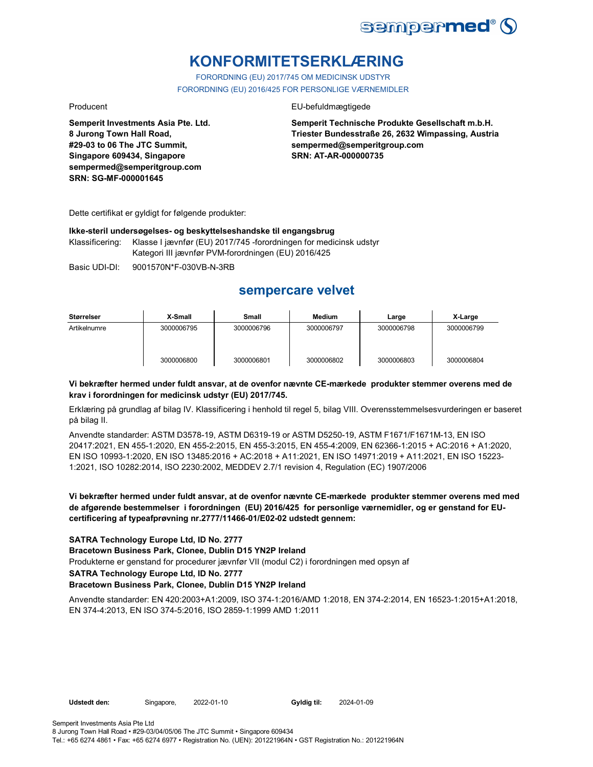# KONFORMITETSERKLÆRING

FORORDNING (EU) 2017/745 OM MEDICINSK UDSTYR
FORORDNING (EU) 2016/425 FOR PERSONLIGE VÆRNEMIDLER

Producent

**Semperit Investments Asia Pte. Ltd.**
**8 Jurong Town Hall Road,**
**#29-03 to 06 The JTC Summit,**
**Singapore 609434, Singapore**
**sempermed@semperitgroup.com**
**SRN: SG-MF-000001645**

EU-befuldmægtigede

**Semperit Technische Produkte Gesellschaft m.b.H.**
**Triester Bundesstraße 26, 2632 Wimpassing, Austria**
**sempermed@semperitgroup.com**
**SRN: AT-AR-000000735**

Dette certifikat er gyldigt for følgende produkter:

**Ikke-steril undersøgelses- og beskyttelseshandske til engangsbrug**

Klassificering: Klasse I jævnfør (EU) 2017/745 -forordningen for medicinsk udstyr
Kategori III jævnfør PVM-forordningen (EU) 2016/425

Basic UDI-DI: 9001570N*F-030VB-N-3RB

## sempercare velvet

| Størrelser | X-Small | Small | Medium | Large | X-Large |
|---|---|---|---|---|---|
| Artikelnumre | 3000006795 | 3000006796 | 3000006797 | 3000006798 | 3000006799 |
| | 3000006800 | 3000006801 | 3000006802 | 3000006803 | 3000006804 |

**Vi bekræfter hermed under fuldt ansvar, at de ovenfor nævnte CE-mærkede produkter stemmer overens med de krav i forordningen for medicinsk udstyr (EU) 2017/745.**

Erklæring på grundlag af bilag IV. Klassificering i henhold til regel 5, bilag VIII. Overensstemmelsesvurderingen er baseret på bilag II.

Anvendte standarder: ASTM D3578-19, ASTM D6319-19 or ASTM D5250-19, ASTM F1671/F1671M-13, EN ISO 20417:2021, EN 455-1:2020, EN 455-2:2015, EN 455-3:2015, EN 455-4:2009, EN 62366-1:2015 + AC:2016 + A1:2020, EN ISO 10993-1:2020, EN ISO 13485:2016 + AC:2018 + A11:2021, EN ISO 14971:2019 + A11:2021, EN ISO 15223-1:2021, ISO 10282:2014, ISO 2230:2002, MEDDEV 2.7/1 revision 4, Regulation (EC) 1907/2006

**Vi bekræfter hermed under fuldt ansvar, at de ovenfor nævnte CE-mærkede produkter stemmer overens med med de afgørende bestemmelser i forordningen (EU) 2016/425 for personlige værnemidler, og er genstand for EU-certificering af typeafprøvning nr.2777/11466-01/E02-02 udstedt gennem:**

**SATRA Technology Europe Ltd, ID No. 2777**
**Bracetown Business Park, Clonee, Dublin D15 YN2P Ireland**
Produkterne er genstand for procedurer jævnfør VII (modul C2) i forordningen med opsyn af
**SATRA Technology Europe Ltd, ID No. 2777**
**Bracetown Business Park, Clonee, Dublin D15 YN2P Ireland**

Anvendte standarder: EN 420:2003+A1:2009, ISO 374-1:2016/AMD 1:2018, EN 374-2:2014, EN 16523-1:2015+A1:2018, EN 374-4:2013, EN ISO 374-5:2016, ISO 2859-1:1999 AMD 1:2011

**Udstedt den:** Singapore, 2022-01-10 **Gyldig til:** 2024-01-09

Semperit Investments Asia Pte Ltd
8 Jurong Town Hall Road • #29-03/04/05/06 The JTC Summit • Singapore 609434
Tel.: +65 6274 4861 • Fax: +65 6274 6977 • Registration No. (UEN): 201221964N • GST Registration No.: 201221964N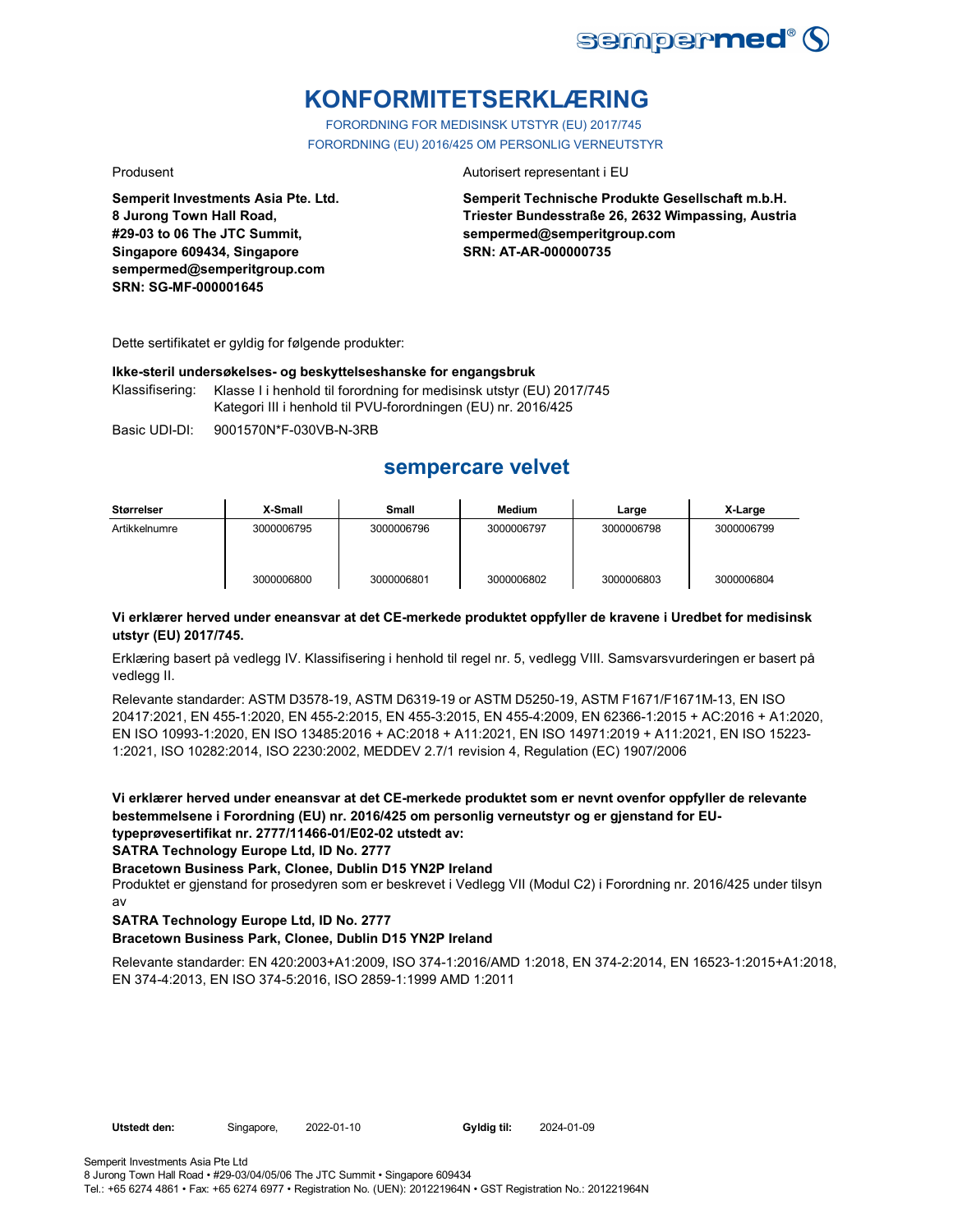# KONFORMITETSERKLÆRING

FORORDNING FOR MEDISINSK UTSTYR (EU) 2017/745
FORORDNING (EU) 2016/425 OM PERSONLIG VERNEUTSTYR

Produsent

**Semperit Investments Asia Pte. Ltd.**
**8 Jurong Town Hall Road,**
**#29-03 to 06 The JTC Summit,**
**Singapore 609434, Singapore**
**sempermed@semperitgroup.com**
**SRN: SG-MF-000001645**

Autorisert representant i EU

**Semperit Technische Produkte Gesellschaft m.b.H.**
**Triester Bundesstraße 26, 2632 Wimpassing, Austria**
**sempermed@semperitgroup.com**
**SRN: AT-AR-000000735**

Dette sertifikatet er gyldig for følgende produkter:

**Ikke-steril undersøkelses- og beskyttelseshanske for engangsbruk**

Klassifisering: Klasse I i henhold til forordning for medisinsk utstyr (EU) 2017/745
Kategori III i henhold til PVU-forordningen (EU) nr. 2016/425

Basic UDI-DI: 9001570N*F-030VB-N-3RB

## sempercare velvet

| Størrelser | X-Small | Small | Medium | Large | X-Large |
|---|---|---|---|---|---|
| Artikkelnumre | 3000006795 | 3000006796 | 3000006797 | 3000006798 | 3000006799 |
| | 3000006800 | 3000006801 | 3000006802 | 3000006803 | 3000006804 |

**Vi erklærer herved under eneansvar at det CE-merkede produktet oppfyller de kravene i Uredbet for medisinsk utstyr (EU) 2017/745.**

Erklæring basert på vedlegg IV. Klassifisering i henhold til regel nr. 5, vedlegg VIII. Samsvarsvurderingen er basert på vedlegg II.

Relevante standarder: ASTM D3578-19, ASTM D6319-19 or ASTM D5250-19, ASTM F1671/F1671M-13, EN ISO 20417:2021, EN 455-1:2020, EN 455-2:2015, EN 455-3:2015, EN 455-4:2009, EN 62366-1:2015 + AC:2016 + A1:2020, EN ISO 10993-1:2020, EN ISO 13485:2016 + AC:2018 + A11:2021, EN ISO 14971:2019 + A11:2021, EN ISO 15223-1:2021, ISO 10282:2014, ISO 2230:2002, MEDDEV 2.7/1 revision 4, Regulation (EC) 1907/2006

**Vi erklærer herved under eneansvar at det CE-merkede produktet som er nevnt ovenfor oppfyller de relevante bestemmelsene i Forordning (EU) nr. 2016/425 om personlig verneutstyr og er gjenstand for EU-typeprøvesertifikat nr. 2777/11466-01/E02-02 utstedt av:**
**SATRA Technology Europe Ltd, ID No. 2777**
**Bracetown Business Park, Clonee, Dublin D15 YN2P Ireland**
Produktet er gjenstand for prosedyren som er beskrevet i Vedlegg VII (Modul C2) i Forordning nr. 2016/425 under tilsyn av
**SATRA Technology Europe Ltd, ID No. 2777**
**Bracetown Business Park, Clonee, Dublin D15 YN2P Ireland**

Relevante standarder: EN 420:2003+A1:2009, ISO 374-1:2016/AMD 1:2018, EN 374-2:2014, EN 16523-1:2015+A1:2018, EN 374-4:2013, EN ISO 374-5:2016, ISO 2859-1:1999 AMD 1:2011

**Utstedt den:** Singapore, 2022-01-10 **Gyldig til:** 2024-01-09

Semperit Investments Asia Pte Ltd
8 Jurong Town Hall Road • #29-03/04/05/06 The JTC Summit • Singapore 609434
Tel.: +65 6274 4861 • Fax: +65 6274 6977 • Registration No. (UEN): 201221964N • GST Registration No.: 201221964N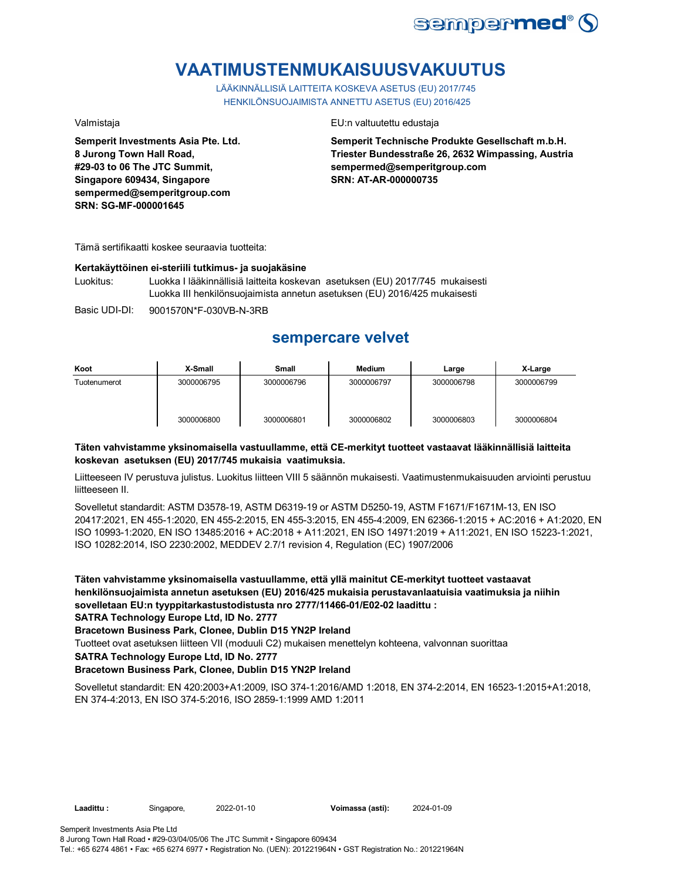# VAATIMUSTENMUKAISUUSVAKUUTUS

LÄÄKINNÄLLISIÄ LAITTEITA KOSKEVA ASETUS (EU) 2017/745
HENKILÖNSUOJAIMISTA ANNETTU ASETUS (EU) 2016/425

Valmistaja

**Semperit Investments Asia Pte. Ltd.**
**8 Jurong Town Hall Road,**
**#29-03 to 06 The JTC Summit,**
**Singapore 609434, Singapore**
**sempermed@semperitgroup.com**
**SRN: SG-MF-000001645**

EU:n valtuutettu edustaja

**Semperit Technische Produkte Gesellschaft m.b.H.**
**Triester Bundesstraße 26, 2632 Wimpassing, Austria**
**sempermed@semperitgroup.com**
**SRN: AT-AR-000000735**

Tämä sertifikaatti koskee seuraavia tuotteita:

**Kertakäyttöinen ei-steriili tutkimus- ja suojakäsine**

Luokitus: Luokka I lääkinnällisiä laitteita koskevan asetuksen (EU) 2017/745 mukaisesti
Luokka III henkilönsuojaimista annetun asetuksen (EU) 2016/425 mukaisesti

Basic UDI-DI: 9001570N*F-030VB-N-3RB

## sempercare velvet

| Koot | X-Small | Small | Medium | Large | X-Large |
|---|---|---|---|---|---|
| Tuotenumerot | 3000006795 | 3000006796 | 3000006797 | 3000006798 | 3000006799 |
| | 3000006800 | 3000006801 | 3000006802 | 3000006803 | 3000006804 |

**Täten vahvistamme yksinomaisella vastuullamme, että CE-merkityt tuotteet vastaavat lääkinnällisiä laitteita koskevan asetuksen (EU) 2017/745 mukaisia vaatimuksia.**

Liitteeseen IV perustuva julistus. Luokitus liitteen VIII 5 säännön mukaisesti. Vaatimustenmukaisuuden arviointi perustuu liitteeseen II.

Sovelletut standardit: ASTM D3578-19, ASTM D6319-19 or ASTM D5250-19, ASTM F1671/F1671M-13, EN ISO 20417:2021, EN 455-1:2020, EN 455-2:2015, EN 455-3:2015, EN 455-4:2009, EN 62366-1:2015 + AC:2016 + A1:2020, EN ISO 10993-1:2020, EN ISO 13485:2016 + AC:2018 + A11:2021, EN ISO 14971:2019 + A11:2021, EN ISO 15223-1:2021, ISO 10282:2014, ISO 2230:2002, MEDDEV 2.7/1 revision 4, Regulation (EC) 1907/2006

**Täten vahvistamme yksinomaisella vastuullamme, että yllä mainitut CE-merkityt tuotteet vastaavat henkilönsuojaimista annetun asetuksen (EU) 2016/425 mukaisia perustavanlaatuisia vaatimuksia ja niihin sovelletaan EU:n tyyppitarkastustodistusta nro 2777/11466-01/E02-02 laadittu :**
**SATRA Technology Europe Ltd, ID No. 2777**
**Bracetown Business Park, Clonee, Dublin D15 YN2P Ireland**

Tuotteet ovat asetuksen liitteen VII (moduuli C2) mukaisen menettelyn kohteena, valvonnan suorittaa

**SATRA Technology Europe Ltd, ID No. 2777**
**Bracetown Business Park, Clonee, Dublin D15 YN2P Ireland**

Sovelletut standardit: EN 420:2003+A1:2009, ISO 374-1:2016/AMD 1:2018, EN 374-2:2014, EN 16523-1:2015+A1:2018, EN 374-4:2013, EN ISO 374-5:2016, ISO 2859-1:1999 AMD 1:2011

**Laadittu :** Singapore, 2022-01-10 **Voimassa (asti):** 2024-01-09

Semperit Investments Asia Pte Ltd
8 Jurong Town Hall Road • #29-03/04/05/06 The JTC Summit • Singapore 609434
Tel.: +65 6274 4861 • Fax: +65 6274 6977 • Registration No. (UEN): 201221964N • GST Registration No.: 201221964N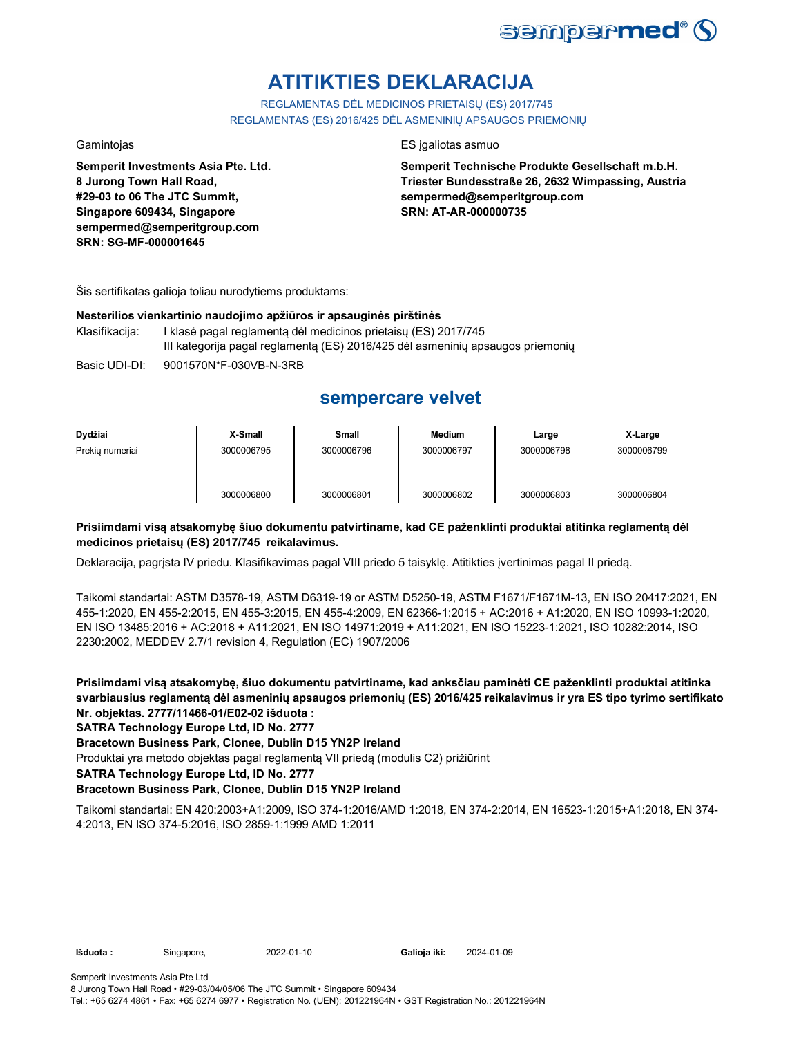# ATITIKTIES DEKLARACIJA

REGLAMENTAS DĖL MEDICINOS PRIETAISŲ (ES) 2017/745
REGLAMENTAS (ES) 2016/425 DĖL ASMENINIŲ APSAUGOS PRIEMONIŲ

Gamintojas

**Semperit Investments Asia Pte. Ltd.**
**8 Jurong Town Hall Road,**
**#29-03 to 06 The JTC Summit,**
**Singapore 609434, Singapore**
**sempermed@semperitgroup.com**
**SRN: SG-MF-000001645**

ES įgaliotas asmuo

**Semperit Technische Produkte Gesellschaft m.b.H.**
**Triester Bundesstraße 26, 2632 Wimpassing, Austria**
**sempermed@semperitgroup.com**
**SRN: AT-AR-000000735**

Šis sertifikatas galioja toliau nurodytiems produktams:

**Nesterilios vienkartinio naudojimo apžiūros ir apsauginės pirštinės**

Klasifikacija: I klasė pagal reglamentą dėl medicinos prietaisų (ES) 2017/745
III kategorija pagal reglamentą (ES) 2016/425 dėl asmeninių apsaugos priemonių

Basic UDI-DI: 9001570N*F-030VB-N-3RB

## sempercare velvet

| Dydžiai | X-Small | Small | Medium | Large | X-Large |
|---|---|---|---|---|---|
| Prekių numeriai | 3000006795 | 3000006796 | 3000006797 | 3000006798 | 3000006799 |
| | 3000006800 | 3000006801 | 3000006802 | 3000006803 | 3000006804 |

**Prisiimdami visą atsakomybę šiuo dokumentu patvirtiname, kad CE paženklinti produktai atitinka reglamentą dėl medicinos prietaisų (ES) 2017/745 reikalavimus.**

Deklaracija, pagrįsta IV priedu. Klasifikavimas pagal VIII priedo 5 taisyklę. Atitikties įvertinimas pagal II priedą.

Taikomi standartai: ASTM D3578-19, ASTM D6319-19 or ASTM D5250-19, ASTM F1671/F1671M-13, EN ISO 20417:2021, EN 455-1:2020, EN 455-2:2015, EN 455-3:2015, EN 455-4:2009, EN 62366-1:2015 + AC:2016 + A1:2020, EN ISO 10993-1:2020, EN ISO 13485:2016 + AC:2018 + A11:2021, EN ISO 14971:2019 + A11:2021, EN ISO 15223-1:2021, ISO 10282:2014, ISO 2230:2002, MEDDEV 2.7/1 revision 4, Regulation (EC) 1907/2006

**Prisiimdami visą atsakomybę, šiuo dokumentu patvirtiname, kad anksčiau paminėti CE paženklinti produktai atitinka svarbiausius reglamentą dėl asmeninių apsaugos priemonių (ES) 2016/425 reikalavimus ir yra ES tipo tyrimo sertifikato Nr. objektas. 2777/11466-01/E02-02 išduota :**

**SATRA Technology Europe Ltd, ID No. 2777**

**Bracetown Business Park, Clonee, Dublin D15 YN2P Ireland**

Produktai yra metodo objektas pagal reglamentą VII priedą (modulis C2) prižiūrint

**SATRA Technology Europe Ltd, ID No. 2777**

**Bracetown Business Park, Clonee, Dublin D15 YN2P Ireland**

Taikomi standartai: EN 420:2003+A1:2009, ISO 374-1:2016/AMD 1:2018, EN 374-2:2014, EN 16523-1:2015+A1:2018, EN 374-4:2013, EN ISO 374-5:2016, ISO 2859-1:1999 AMD 1:2011

**Išduota :** Singapore, 2022-01-10 **Galioja iki:** 2024-01-09

Semperit Investments Asia Pte Ltd
8 Jurong Town Hall Road • #29-03/04/05/06 The JTC Summit • Singapore 609434
Tel.: +65 6274 4861 • Fax: +65 6274 6977 • Registration No. (UEN): 201221964N • GST Registration No.: 201221964N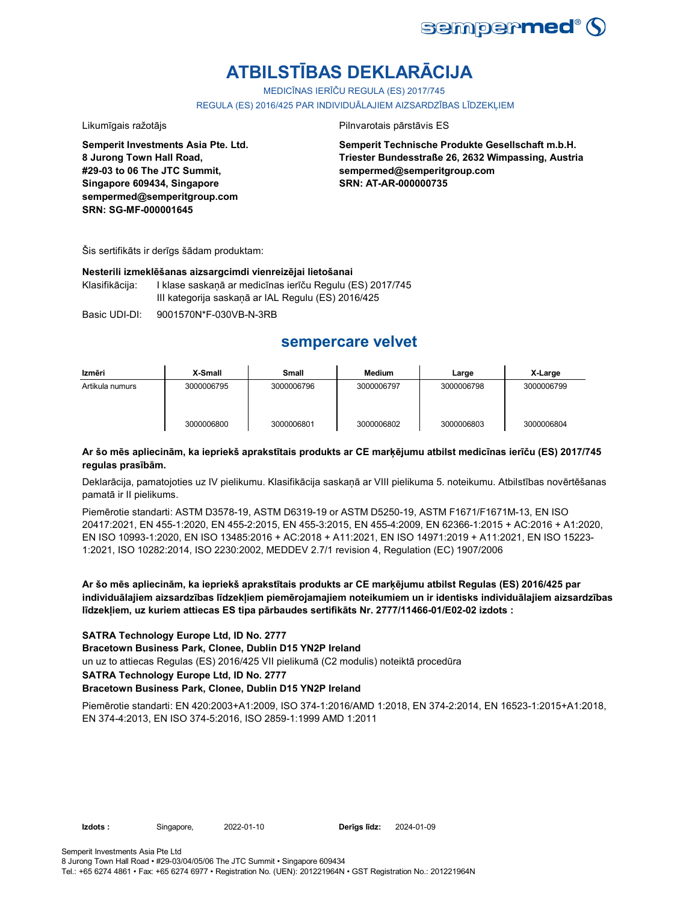# ATBILSTĪBAS DEKLARĀCIJA

MEDICĪNAS IERĪČU REGULA (ES) 2017/745

REGULA (ES) 2016/425 PAR INDIVIDUĀLAJIEM AIZSARDZĪBAS LĪDZEKĻIEM

Likumīgais ražotājs

**Semperit Investments Asia Pte. Ltd.**
**8 Jurong Town Hall Road,**
**#29-03 to 06 The JTC Summit,**
**Singapore 609434, Singapore**
**sempermed@semperitgroup.com**
**SRN: SG-MF-000001645**

Pilnvarotais pārstāvis ES

**Semperit Technische Produkte Gesellschaft m.b.H.**
**Triester Bundesstraße 26, 2632 Wimpassing, Austria**
**sempermed@semperitgroup.com**
**SRN: AT-AR-000000735**

Šis sertifikāts ir derīgs šādam produktam:

**Nesterili izmeklēšanas aizsargcimdi vienreizējai lietošanai**

Klasifikācija: I klase saskaņā ar medicīnas ierīču Regulu (ES) 2017/745
III kategorija saskaņā ar IAL Regulu (ES) 2016/425

Basic UDI-DI: 9001570N*F-030VB-N-3RB

## sempercare velvet

| Izmēri | X-Small | Small | Medium | Large | X-Large |
|---|---|---|---|---|---|
| Artikula numurs | 3000006795 | 3000006796 | 3000006797 | 3000006798 | 3000006799 |
| | 3000006800 | 3000006801 | 3000006802 | 3000006803 | 3000006804 |

**Ar šo mēs apliecinām, ka iepriekš aprakstītais produkts ar CE marķējumu atbilst medicīnas ierīču (ES) 2017/745 regulas prasībām.**

Deklarācija, pamatojoties uz IV pielikumu. Klasifikācija saskaņā ar VIII pielikuma 5. noteikumu. Atbilstības novērtēšanas pamatā ir II pielikums.

Piemērotie standarti: ASTM D3578-19, ASTM D6319-19 or ASTM D5250-19, ASTM F1671/F1671M-13, EN ISO 20417:2021, EN 455-1:2020, EN 455-2:2015, EN 455-3:2015, EN 455-4:2009, EN 62366-1:2015 + AC:2016 + A1:2020, EN ISO 10993-1:2020, EN ISO 13485:2016 + AC:2018 + A11:2021, EN ISO 14971:2019 + A11:2021, EN ISO 15223-1:2021, ISO 10282:2014, ISO 2230:2002, MEDDEV 2.7/1 revision 4, Regulation (EC) 1907/2006

**Ar šo mēs apliecinām, ka iepriekš aprakstītais produkts ar CE marķējumu atbilst Regulas (ES) 2016/425 par individuālajiem aizsardzības līdzekļiem piemērojamajiem noteikumiem un ir identisks individuālajiem aizsardzības līdzekļiem, uz kuriem attiecas ES tipa pārbaudes sertifikāts Nr. 2777/11466-01/E02-02 izdots :**

**SATRA Technology Europe Ltd, ID No. 2777**
**Bracetown Business Park, Clonee, Dublin D15 YN2P Ireland**
un uz to attiecas Regulas (ES) 2016/425 VII pielikumā (C2 modulis) noteiktā procedūra
**SATRA Technology Europe Ltd, ID No. 2777**
**Bracetown Business Park, Clonee, Dublin D15 YN2P Ireland**

Piemērotie standarti: EN 420:2003+A1:2009, ISO 374-1:2016/AMD 1:2018, EN 374-2:2014, EN 16523-1:2015+A1:2018, EN 374-4:2013, EN ISO 374-5:2016, ISO 2859-1:1999 AMD 1:2011

**Izdots :** Singapore, 2022-01-10 **Derīgs līdz:** 2024-01-09

Semperit Investments Asia Pte Ltd
8 Jurong Town Hall Road • #29-03/04/05/06 The JTC Summit • Singapore 609434
Tel.: +65 6274 4861 • Fax: +65 6274 6977 • Registration No. (UEN): 201221964N • GST Registration No.: 201221964N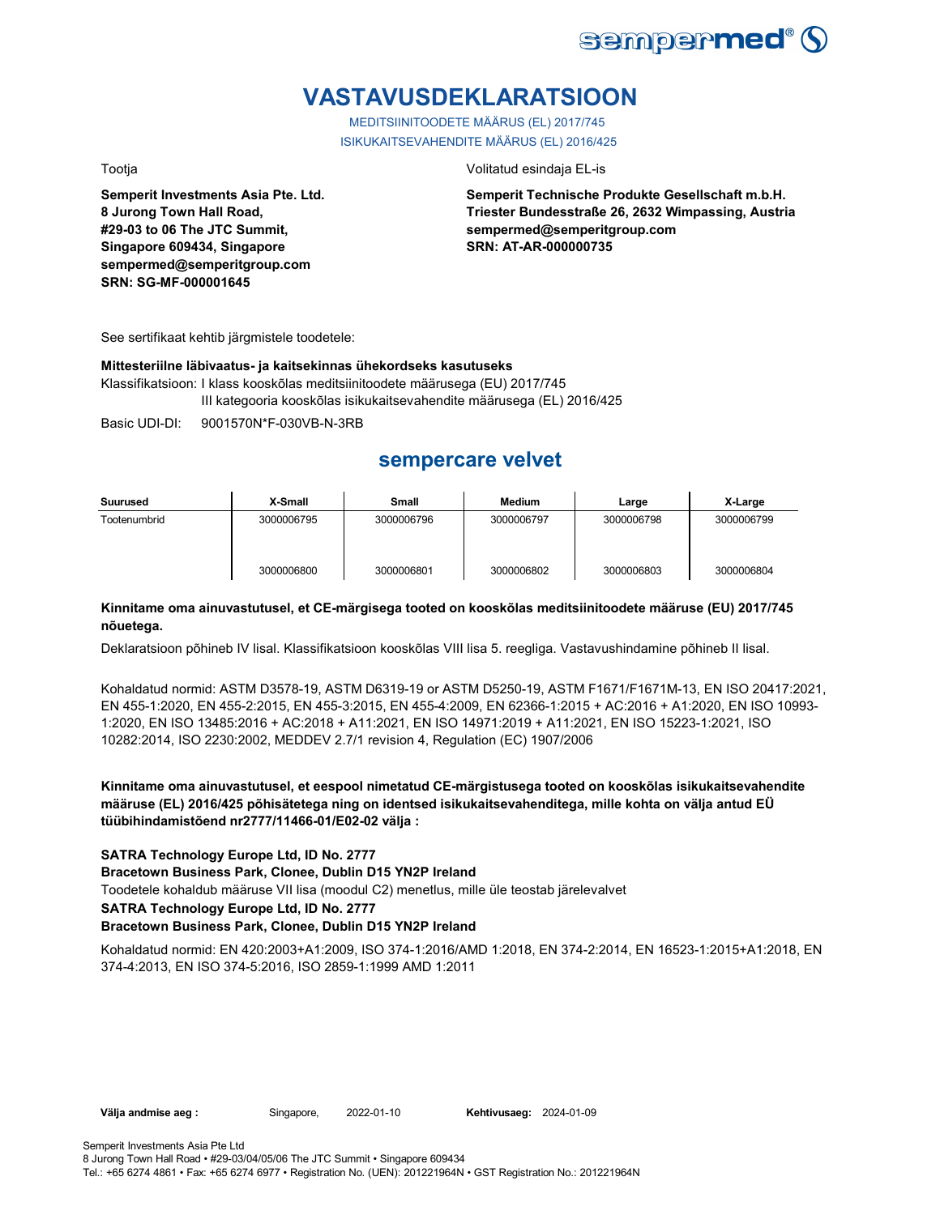# VASTAVUSDEKLARATSIOON

MEDITSIINITOODETE MÄÄRUS (EL) 2017/745
ISIKUKAITSEVAHENDITE MÄÄRUS (EL) 2016/425

Tootja

**Semperit Investments Asia Pte. Ltd.**
**8 Jurong Town Hall Road,**
**#29-03 to 06 The JTC Summit,**
**Singapore 609434, Singapore**
**sempermed@semperitgroup.com**
**SRN: SG-MF-000001645**

Volitatud esindaja EL-is

**Semperit Technische Produkte Gesellschaft m.b.H.**
**Triester Bundesstraße 26, 2632 Wimpassing, Austria**
**sempermed@semperitgroup.com**
**SRN: AT-AR-000000735**

See sertifikaat kehtib järgmistele toodetele:

**Mittesteriilne läbivaatus- ja kaitsekinnas ühekordseks kasutuseks**

Klassifikatsioon: I klass kooskõlas meditsiinitoodete määrusega (EU) 2017/745
III kategooria kooskõlas isikukaitsevahendite määrusega (EL) 2016/425

Basic UDI-DI: 9001570N*F-030VB-N-3RB

## sempercare velvet

| Suurused | X-Small | Small | Medium | Large | X-Large |
|---|---|---|---|---|---|
| Tootenumbrid | 3000006795 | 3000006796 | 3000006797 | 3000006798 | 3000006799 |
| | 3000006800 | 3000006801 | 3000006802 | 3000006803 | 3000006804 |

**Kinnitame oma ainuvastutusel, et CE-märgisega tooted on kooskõlas meditsiinitoodete määruse (EU) 2017/745 nõuetega.**

Deklaratsioon põhineb IV lisal. Klassifikatsioon kooskõlas VIII lisa 5. reegliga. Vastavushindamine põhineb II lisal.

Kohaldatud normid: ASTM D3578-19, ASTM D6319-19 or ASTM D5250-19, ASTM F1671/F1671M-13, EN ISO 20417:2021, EN 455-1:2020, EN 455-2:2015, EN 455-3:2015, EN 455-4:2009, EN 62366-1:2015 + AC:2016 + A1:2020, EN ISO 10993-1:2020, EN ISO 13485:2016 + AC:2018 + A11:2021, EN ISO 14971:2019 + A11:2021, EN ISO 15223-1:2021, ISO 10282:2014, ISO 2230:2002, MEDDEV 2.7/1 revision 4, Regulation (EC) 1907/2006

**Kinnitame oma ainuvastutusel, et eespool nimetatud CE-märgistusega tooted on kooskõlas isikukaitsevahendite määruse (EL) 2016/425 põhisätetega ning on identsed isikukaitsevahenditega, mille kohta on välja antud EÜ tüübihindamistõend nr2777/11466-01/E02-02 välja :**

**SATRA Technology Europe Ltd, ID No. 2777**
**Bracetown Business Park, Clonee, Dublin D15 YN2P Ireland**
Toodetele kohaldub määruse VII lisa (moodul C2) menetlus, mille üle teostab järelevalvet
**SATRA Technology Europe Ltd, ID No. 2777**
**Bracetown Business Park, Clonee, Dublin D15 YN2P Ireland**

Kohaldatud normid: EN 420:2003+A1:2009, ISO 374-1:2016/AMD 1:2018, EN 374-2:2014, EN 16523-1:2015+A1:2018, EN 374-4:2013, EN ISO 374-5:2016, ISO 2859-1:1999 AMD 1:2011

**Välja andmise aeg :** Singapore, 2022-01-10 **Kehtivusaeg:** 2024-01-09

Semperit Investments Asia Pte Ltd
8 Jurong Town Hall Road • #29-03/04/05/06 The JTC Summit • Singapore 609434
Tel.: +65 6274 4861 • Fax: +65 6274 6977 • Registration No. (UEN): 201221964N • GST Registration No.: 201221964N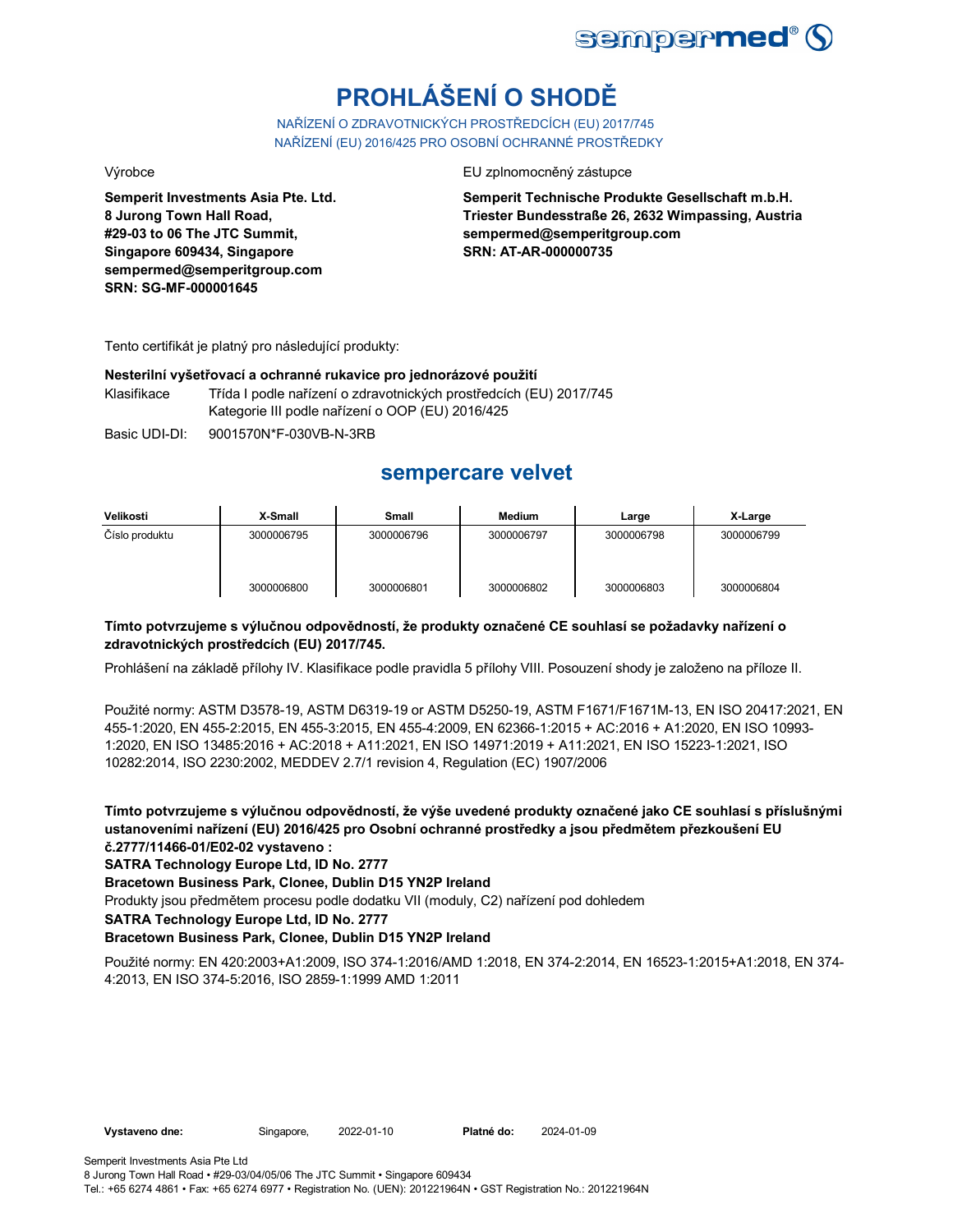# PROHLÁŠENÍ O SHODĚ

NAŘÍZENÍ O ZDRAVOTNICKÝCH PROSTŘEDCÍCH (EU) 2017/745
NAŘÍZENÍ (EU) 2016/425 PRO OSOBNÍ OCHRANNÉ PROSTŘEDKY

Výrobce

**Semperit Investments Asia Pte. Ltd.**
**8 Jurong Town Hall Road,**
**#29-03 to 06 The JTC Summit,**
**Singapore 609434, Singapore**
**sempermed@semperitgroup.com**
**SRN: SG-MF-000001645**

EU zplnomocněný zástupce

**Semperit Technische Produkte Gesellschaft m.b.H.**
**Triester Bundesstraße 26, 2632 Wimpassing, Austria**
**sempermed@semperitgroup.com**
**SRN: AT-AR-000000735**

Tento certifikát je platný pro následující produkty:

**Nesterilní vyšetřovací a ochranné rukavice pro jednorázové použití**

Klasifikace: Třída I podle nařízení o zdravotnických prostředcích (EU) 2017/745
Kategorie III podle nařízení o OOP (EU) 2016/425

Basic UDI-DI: 9001570N*F-030VB-N-3RB

## sempercare velvet

| Velikosti | X-Small | Small | Medium | Large | X-Large |
|---|---|---|---|---|---|
| Číslo produktu | 3000006795 | 3000006796 | 3000006797 | 3000006798 | 3000006799 |
| | 3000006800 | 3000006801 | 3000006802 | 3000006803 | 3000006804 |

**Tímto potvrzujeme s výlučnou odpovědností, že produkty označené CE souhlasí se požadavky nařízení o zdravotnických prostředcích (EU) 2017/745.**

Prohlášení na základě přílohy IV. Klasifikace podle pravidla 5 přílohy VIII. Posouzení shody je založeno na příloze II.

Použité normy: ASTM D3578-19, ASTM D6319-19 or ASTM D5250-19, ASTM F1671/F1671M-13, EN ISO 20417:2021, EN 455-1:2020, EN 455-2:2015, EN 455-3:2015, EN 455-4:2009, EN 62366-1:2015 + AC:2016 + A1:2020, EN ISO 10993-1:2020, EN ISO 13485:2016 + AC:2018 + A11:2021, EN ISO 14971:2019 + A11:2021, EN ISO 15223-1:2021, ISO 10282:2014, ISO 2230:2002, MEDDEV 2.7/1 revision 4, Regulation (EC) 1907/2006

**Tímto potvrzujeme s výlučnou odpovědností, že výše uvedené produkty označené jako CE souhlasí s příslušnými ustanoveními nařízení (EU) 2016/425 pro Osobní ochranné prostředky a jsou předmětem přezkoušení EU č.2777/11466-01/E02-02 vystaveno :**

**SATRA Technology Europe Ltd, ID No. 2777**

**Bracetown Business Park, Clonee, Dublin D15 YN2P Ireland**

Produkty jsou předmětem procesu podle dodatku VII (moduly, C2) nařízení pod dohledem

**SATRA Technology Europe Ltd, ID No. 2777**

**Bracetown Business Park, Clonee, Dublin D15 YN2P Ireland**

Použité normy: EN 420:2003+A1:2009, ISO 374-1:2016/AMD 1:2018, EN 374-2:2014, EN 16523-1:2015+A1:2018, EN 374-4:2013, EN ISO 374-5:2016, ISO 2859-1:1999 AMD 1:2011

**Vystaveno dne:** Singapore, 2022-01-10 **Platné do:** 2024-01-09

Semperit Investments Asia Pte Ltd
8 Jurong Town Hall Road • #29-03/04/05/06 The JTC Summit • Singapore 609434
Tel.: +65 6274 4861 • Fax: +65 6274 6977 • Registration No. (UEN): 201221964N • GST Registration No.: 201221964N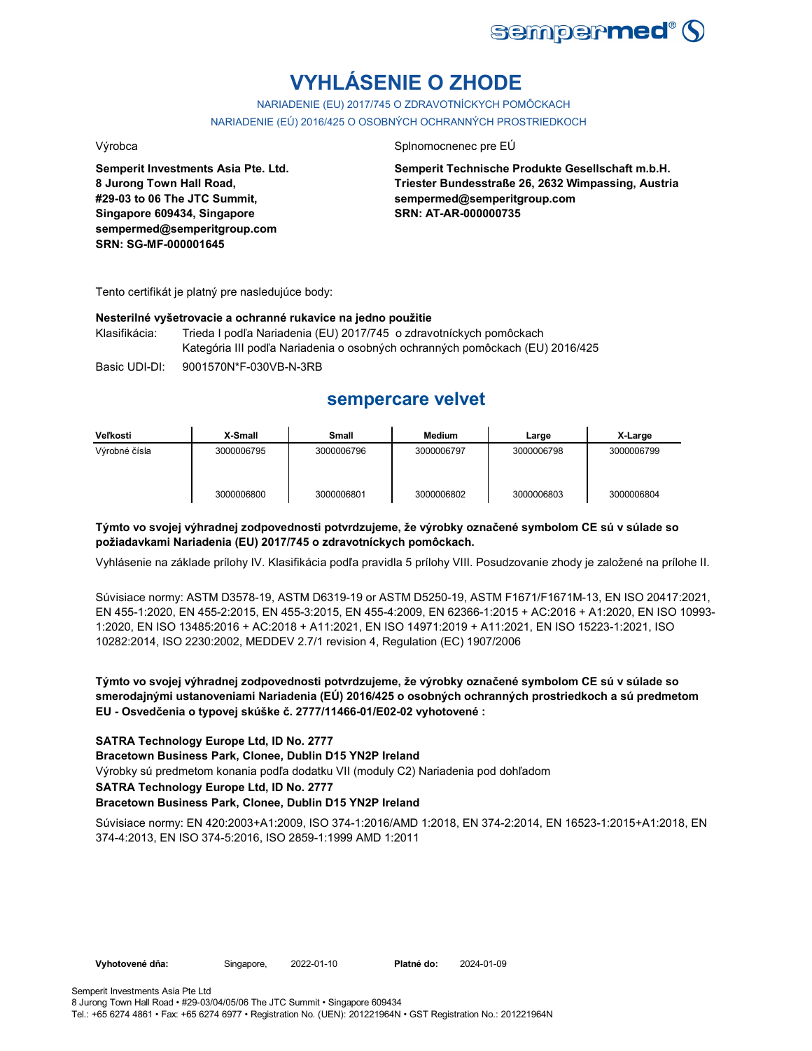# VYHLÁSENIE O ZHODE

NARIADENIE (EU) 2017/745 O ZDRAVOTNÍCKYCH POMÔCKACH

NARIADENIE (EÚ) 2016/425 O OSOBNÝCH OCHRANNÝCH PROSTRIEDKOCH

Výrobca

**Semperit Investments Asia Pte. Ltd.**
**8 Jurong Town Hall Road,**
**#29-03 to 06 The JTC Summit,**
**Singapore 609434, Singapore**
**sempermed@semperitgroup.com**
**SRN: SG-MF-000001645**

Splnomocnenec pre EÚ

**Semperit Technische Produkte Gesellschaft m.b.H.**
**Triester Bundesstraße 26, 2632 Wimpassing, Austria**
**sempermed@semperitgroup.com**
**SRN: AT-AR-000000735**

Tento certifikát je platný pre nasledujúce body:

**Nesterilné vyšetrovacie a ochranné rukavice na jedno použitie**

Klasifikácia: Trieda I podľa Nariadenia (EU) 2017/745 o zdravotníckych pomôckach
Kategória III podľa Nariadenia o osobných ochranných pomôckach (EU) 2016/425

Basic UDI-DI: 9001570N*F-030VB-N-3RB

## sempercare velvet

| Veľkosti | X-Small | Small | Medium | Large | X-Large |
|---|---|---|---|---|---|
| Výrobné čísla | 3000006795 | 3000006796 | 3000006797 | 3000006798 | 3000006799 |
| | 3000006800 | 3000006801 | 3000006802 | 3000006803 | 3000006804 |

**Týmto vo svojej výhradnej zodpovednosti potvrdzujeme, že výrobky označené symbolom CE sú v súlade so požiadavkami Nariadenia (EU) 2017/745 o zdravotníckych pomôckach.**

Vyhlásenie na základe prílohy IV. Klasifikácia podľa pravidla 5 prílohy VIII. Posudzovanie zhody je založené na prílohe II.

Súvisiace normy: ASTM D3578-19, ASTM D6319-19 or ASTM D5250-19, ASTM F1671/F1671M-13, EN ISO 20417:2021, EN 455-1:2020, EN 455-2:2015, EN 455-3:2015, EN 455-4:2009, EN 62366-1:2015 + AC:2016 + A1:2020, EN ISO 10993-1:2020, EN ISO 13485:2016 + AC:2018 + A11:2021, EN ISO 14971:2019 + A11:2021, EN ISO 15223-1:2021, ISO 10282:2014, ISO 2230:2002, MEDDEV 2.7/1 revision 4, Regulation (EC) 1907/2006

**Týmto vo svojej výhradnej zodpovednosti potvrdzujeme, že výrobky označené symbolom CE sú v súlade so smerodajnými ustanoveniami Nariadenia (EÚ) 2016/425 o osobných ochranných prostriedkoch a sú predmetom EU - Osvedčenia o typovej skúške č. 2777/11466-01/E02-02 vyhotovené :**

**SATRA Technology Europe Ltd, ID No. 2777**
**Bracetown Business Park, Clonee, Dublin D15 YN2P Ireland**
Výrobky sú predmetom konania podľa dodatku VII (moduly C2) Nariadenia pod dohľadom
**SATRA Technology Europe Ltd, ID No. 2777**
**Bracetown Business Park, Clonee, Dublin D15 YN2P Ireland**

Súvisiace normy: EN 420:2003+A1:2009, ISO 374-1:2016/AMD 1:2018, EN 374-2:2014, EN 16523-1:2015+A1:2018, EN 374-4:2013, EN ISO 374-5:2016, ISO 2859-1:1999 AMD 1:2011

**Vyhotovené dňa:** Singapore, 2022-01-10 **Platné do:** 2024-01-09

Semperit Investments Asia Pte Ltd
8 Jurong Town Hall Road • #29-03/04/05/06 The JTC Summit • Singapore 609434
Tel.: +65 6274 4861 • Fax: +65 6274 6977 • Registration No. (UEN): 201221964N • GST Registration No.: 201221964N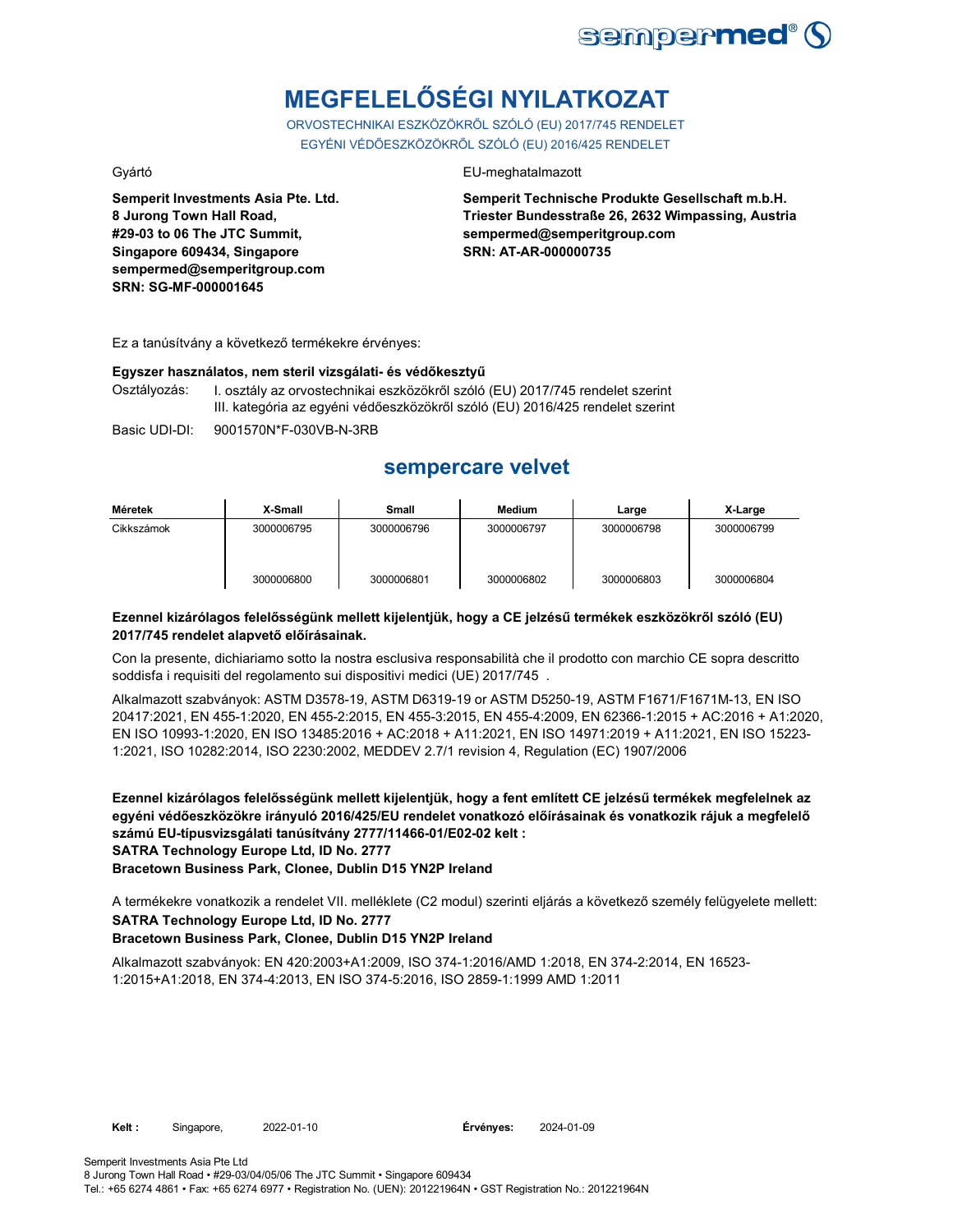# MEGFELELŐSÉGI NYILATKOZAT

ORVOSTECHNIKAI ESZKÖZÖKRŐL SZÓLÓ (EU) 2017/745 RENDELET
EGYÉNI VÉDŐESZKÖZÖKRŐL SZÓLÓ (EU) 2016/425 RENDELET

Gyártó

**Semperit Investments Asia Pte. Ltd.**
**8 Jurong Town Hall Road,**
**#29-03 to 06 The JTC Summit,**
**Singapore 609434, Singapore**
**sempermed@semperitgroup.com**
**SRN: SG-MF-000001645**

EU-meghatalmazott

**Semperit Technische Produkte Gesellschaft m.b.H.**
**Triester Bundesstraße 26, 2632 Wimpassing, Austria**
**sempermed@semperitgroup.com**
**SRN: AT-AR-000000735**

Ez a tanúsítvány a következő termékekre érvényes:

**Egyszer használatos, nem steril vizsgálati- és védőkesztyű**

Osztályozás: I. osztály az orvostechnikai eszközökről szóló (EU) 2017/745 rendelet szerint
III. kategória az egyéni védőeszközökről szóló (EU) 2016/425 rendelet szerint

Basic UDI-DI: 9001570N*F-030VB-N-3RB

## sempercare velvet

| Méretek | X-Small | Small | Medium | Large | X-Large |
|---|---|---|---|---|---|
| Cikkszámok | 3000006795 | 3000006796 | 3000006797 | 3000006798 | 3000006799 |
| | 3000006800 | 3000006801 | 3000006802 | 3000006803 | 3000006804 |

**Ezennel kizárólagos felelősségünk mellett kijelentjük, hogy a CE jelzésű termékek eszközökről szóló (EU) 2017/745 rendelet alapvető előírásainak.**

Con la presente, dichiariamo sotto la nostra esclusiva responsabilità che il prodotto con marchio CE sopra descritto soddisfa i requisiti del regolamento sui dispositivi medici (UE) 2017/745 .

Alkalmazott szabványok: ASTM D3578-19, ASTM D6319-19 or ASTM D5250-19, ASTM F1671/F1671M-13, EN ISO 20417:2021, EN 455-1:2020, EN 455-2:2015, EN 455-3:2015, EN 455-4:2009, EN 62366-1:2015 + AC:2016 + A1:2020, EN ISO 10993-1:2020, EN ISO 13485:2016 + AC:2018 + A11:2021, EN ISO 14971:2019 + A11:2021, EN ISO 15223-1:2021, ISO 10282:2014, ISO 2230:2002, MEDDEV 2.7/1 revision 4, Regulation (EC) 1907/2006

**Ezennel kizárólagos felelősségünk mellett kijelentjük, hogy a fent említett CE jelzésű termékek megfelelnek az egyéni védőeszközökre irányuló 2016/425/EU rendelet vonatkozó előírásainak és vonatkozik rájuk a megfelelő számú EU-típusvizsgálati tanúsítvány 2777/11466-01/E02-02 kelt :**
**SATRA Technology Europe Ltd, ID No. 2777**
**Bracetown Business Park, Clonee, Dublin D15 YN2P Ireland**

A termékekre vonatkozik a rendelet VII. melléklete (C2 modul) szerinti eljárás a következő személy felügyelete mellett:
**SATRA Technology Europe Ltd, ID No. 2777**
**Bracetown Business Park, Clonee, Dublin D15 YN2P Ireland**

Alkalmazott szabványok: EN 420:2003+A1:2009, ISO 374-1:2016/AMD 1:2018, EN 374-2:2014, EN 16523-1:2015+A1:2018, EN 374-4:2013, EN ISO 374-5:2016, ISO 2859-1:1999 AMD 1:2011

**Kelt :** Singapore, 2022-01-10 **Érvényes:** 2024-01-09

Semperit Investments Asia Pte Ltd
8 Jurong Town Hall Road • #29-03/04/05/06 The JTC Summit • Singapore 609434
Tel.: +65 6274 4861 • Fax: +65 6274 6977 • Registration No. (UEN): 201221964N • GST Registration No.: 201221964N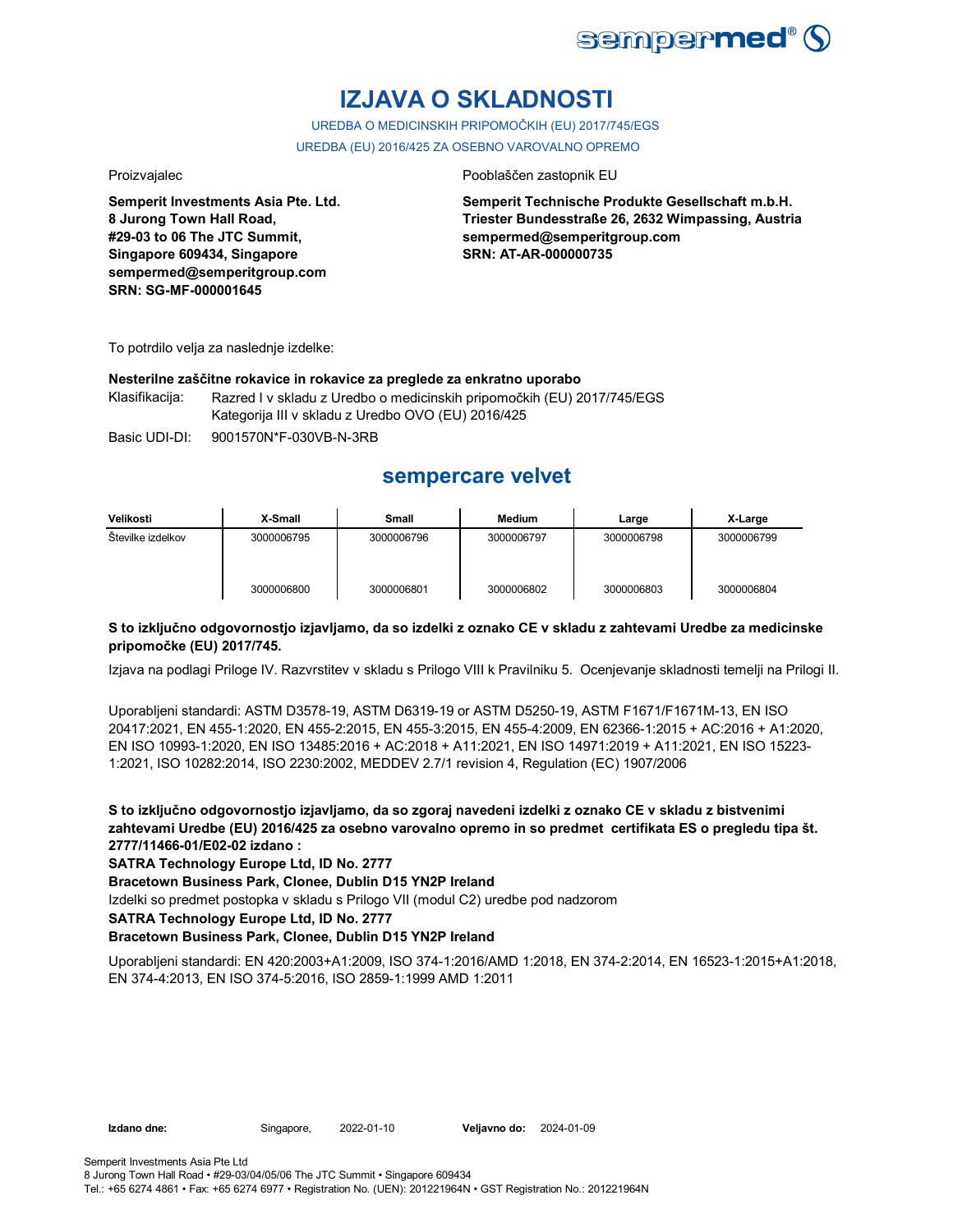# IZJAVA O SKLADNOSTI

UREDBA O MEDICINSKIH PRIPOMOČKIH (EU) 2017/745/EGS

UREDBA (EU) 2016/425 ZA OSEBNO VAROVALNO OPREMO

Proizvajalec

**Semperit Investments Asia Pte. Ltd.**
**8 Jurong Town Hall Road,**
**#29-03 to 06 The JTC Summit,**
**Singapore 609434, Singapore**
**sempermed@semperitgroup.com**
**SRN: SG-MF-000001645**

Pooblaščen zastopnik EU

**Semperit Technische Produkte Gesellschaft m.b.H.**
**Triester Bundesstraße 26, 2632 Wimpassing, Austria**
**sempermed@semperitgroup.com**
**SRN: AT-AR-000000735**

To potrdilo velja za naslednje izdelke:

**Nesterilne zaščitne rokavice in rokavice za preglede za enkratno uporabo**

Klasifikacija: Razred I v skladu z Uredbo o medicinskih pripomočkih (EU) 2017/745/EGS
Kategorija III v skladu z Uredbo OVO (EU) 2016/425

Basic UDI-DI: 9001570N*F-030VB-N-3RB

## sempercare velvet

| Velikosti | X-Small | Small | Medium | Large | X-Large |
|---|---|---|---|---|---|
| Številke izdelkov | 3000006795 | 3000006796 | 3000006797 | 3000006798 | 3000006799 |
| | 3000006800 | 3000006801 | 3000006802 | 3000006803 | 3000006804 |

**S to izključno odgovornostjo izjavljamo, da so izdelki z oznako CE v skladu z zahtevami Uredbe za medicinske pripomočke (EU) 2017/745.**

Izjava na podlagi Priloge IV. Razvrstitev v skladu s Prilogo VIII k Pravilniku 5. Ocenjevanje skladnosti temelji na Prilogi II.

Uporabljeni standardi: ASTM D3578-19, ASTM D6319-19 or ASTM D5250-19, ASTM F1671/F1671M-13, EN ISO 20417:2021, EN 455-1:2020, EN 455-2:2015, EN 455-3:2015, EN 455-4:2009, EN 62366-1:2015 + AC:2016 + A1:2020, EN ISO 10993-1:2020, EN ISO 13485:2016 + AC:2018 + A11:2021, EN ISO 14971:2019 + A11:2021, EN ISO 15223-1:2021, ISO 10282:2014, ISO 2230:2002, MEDDEV 2.7/1 revision 4, Regulation (EC) 1907/2006

**S to izključno odgovornostjo izjavljamo, da so zgoraj navedeni izdelki z oznako CE v skladu z bistvenimi zahtevami Uredbe (EU) 2016/425 za osebno varovalno opremo in so predmet certifikata ES o pregledu tipa št. 2777/11466-01/E02-02 izdano :**

**SATRA Technology Europe Ltd, ID No. 2777**

**Bracetown Business Park, Clonee, Dublin D15 YN2P Ireland**

Izdelki so predmet postopka v skladu s Prilogo VII (modul C2) uredbe pod nadzorom

**SATRA Technology Europe Ltd, ID No. 2777**

**Bracetown Business Park, Clonee, Dublin D15 YN2P Ireland**

Uporabljeni standardi: EN 420:2003+A1:2009, ISO 374-1:2016/AMD 1:2018, EN 374-2:2014, EN 16523-1:2015+A1:2018, EN 374-4:2013, EN ISO 374-5:2016, ISO 2859-1:1999 AMD 1:2011

**Izdano dne:** Singapore, 2022-01-10 **Veljavno do:** 2024-01-09

Semperit Investments Asia Pte Ltd
8 Jurong Town Hall Road • #29-03/04/05/06 The JTC Summit • Singapore 609434
Tel.: +65 6274 4861 • Fax: +65 6274 6977 • Registration No. (UEN): 201221964N • GST Registration No.: 201221964N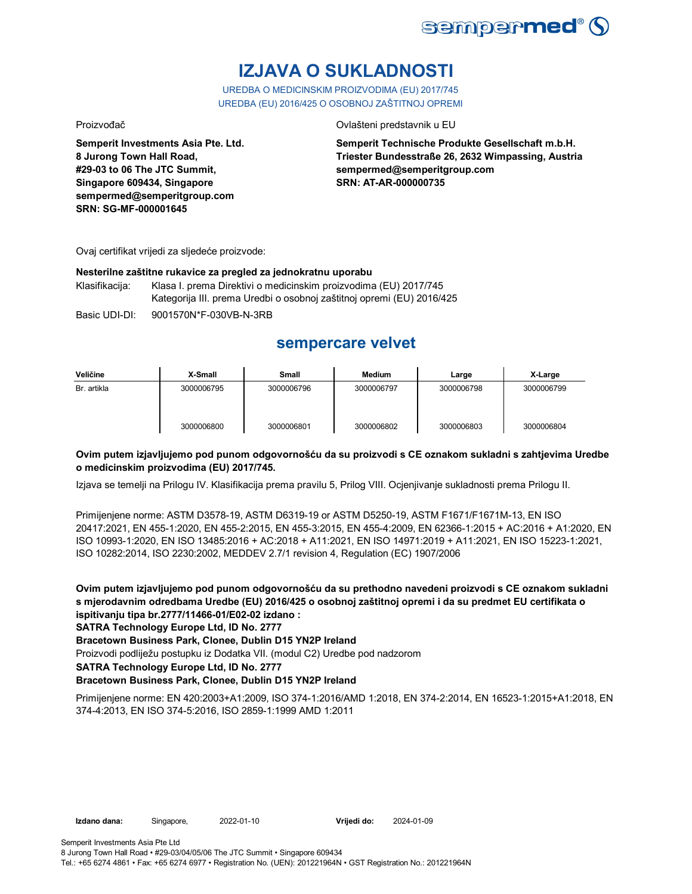# IZJAVA O SUKLADNOSTI

UREDBA O MEDICINSKIM PROIZVODIMA (EU) 2017/745
UREDBA (EU) 2016/425 O OSOBNOJ ZAŠTITNOJ OPREMI

Proizvođač

**Semperit Investments Asia Pte. Ltd.**
**8 Jurong Town Hall Road,**
**#29-03 to 06 The JTC Summit,**
**Singapore 609434, Singapore**
**sempermed@semperitgroup.com**
**SRN: SG-MF-000001645**

Ovlašteni predstavnik u EU

**Semperit Technische Produkte Gesellschaft m.b.H.**
**Triester Bundesstraße 26, 2632 Wimpassing, Austria**
**sempermed@semperitgroup.com**
**SRN: AT-AR-000000735**

Ovaj certifikat vrijedi za sljedeće proizvode:

**Nesterilne zaštitne rukavice za pregled za jednokratnu uporabu**

Klasifikacija: Klasa I. prema Direktivi o medicinskim proizvodima (EU) 2017/745
Kategorija III. prema Uredbi o osobnoj zaštitnoj opremi (EU) 2016/425

Basic UDI-DI: 9001570N*F-030VB-N-3RB

## sempercare velvet

| Veličine | X-Small | Small | Medium | Large | X-Large |
|---|---|---|---|---|---|
| Br. artikla | 3000006795 | 3000006796 | 3000006797 | 3000006798 | 3000006799 |
| | 3000006800 | 3000006801 | 3000006802 | 3000006803 | 3000006804 |

**Ovim putem izjavljujemo pod punom odgovornošću da su proizvodi s CE oznakom sukladni s zahtjevima Uredbe o medicinskim proizvodima (EU) 2017/745.**

Izjava se temelji na Prilogu IV. Klasifikacija prema pravilu 5, Prilog VIII. Ocjenjivanje sukladnosti prema Prilogu II.

Primijenjene norme: ASTM D3578-19, ASTM D6319-19 or ASTM D5250-19, ASTM F1671/F1671M-13, EN ISO 20417:2021, EN 455-1:2020, EN 455-2:2015, EN 455-3:2015, EN 455-4:2009, EN 62366-1:2015 + AC:2016 + A1:2020, EN ISO 10993-1:2020, EN ISO 13485:2016 + AC:2018 + A11:2021, EN ISO 14971:2019 + A11:2021, EN ISO 15223-1:2021, ISO 10282:2014, ISO 2230:2002, MEDDEV 2.7/1 revision 4, Regulation (EC) 1907/2006

**Ovim putem izjavljujemo pod punom odgovornošću da su prethodno navedeni proizvodi s CE oznakom sukladni s mjerodavnim odredbama Uredbe (EU) 2016/425 o osobnoj zaštitnoj opremi i da su predmet EU certifikata o ispitivanju tipa br.2777/11466-01/E02-02 izdano :**
**SATRA Technology Europe Ltd, ID No. 2777**
**Bracetown Business Park, Clonee, Dublin D15 YN2P Ireland**

Proizvodi podliježu postupku iz Dodatka VII. (modul C2) Uredbe pod nadzorom

**SATRA Technology Europe Ltd, ID No. 2777**
**Bracetown Business Park, Clonee, Dublin D15 YN2P Ireland**

Primijenjene norme: EN 420:2003+A1:2009, ISO 374-1:2016/AMD 1:2018, EN 374-2:2014, EN 16523-1:2015+A1:2018, EN 374-4:2013, EN ISO 374-5:2016, ISO 2859-1:1999 AMD 1:2011

**Izdano dana:** Singapore, 2022-01-10 **Vrijedi do:** 2024-01-09

Semperit Investments Asia Pte Ltd
8 Jurong Town Hall Road • #29-03/04/05/06 The JTC Summit • Singapore 609434
Tel.: +65 6274 4861 • Fax: +65 6274 6977 • Registration No. (UEN): 201221964N • GST Registration No.: 201221964N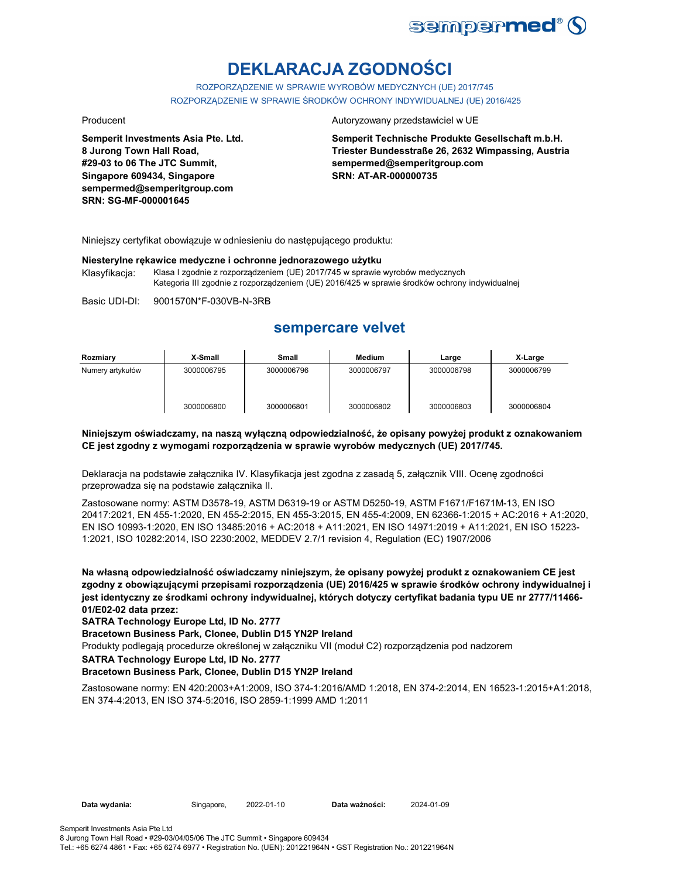# DEKLARACJA ZGODNOŚCI

ROZPORZĄDZENIE W SPRAWIE WYROBÓW MEDYCZNYCH (UE) 2017/745
ROZPORZĄDZENIE W SPRAWIE ŚRODKÓW OCHRONY INDYWIDUALNEJ (UE) 2016/425

Producent

**Semperit Investments Asia Pte. Ltd.**
**8 Jurong Town Hall Road,**
**#29-03 to 06 The JTC Summit,**
**Singapore 609434, Singapore**
**sempermed@semperitgroup.com**
**SRN: SG-MF-000001645**

Autoryzowany przedstawiciel w UE

**Semperit Technische Produkte Gesellschaft m.b.H.**
**Triester Bundesstraße 26, 2632 Wimpassing, Austria**
**sempermed@semperitgroup.com**
**SRN: AT-AR-000000735**

Niniejszy certyfikat obowiązuje w odniesieniu do następującego produktu:

**Niesterylne rękawice medyczne i ochronne jednorazowego użytku**

Klasyfikacja: Klasa I zgodnie z rozporządzeniem (UE) 2017/745 w sprawie wyrobów medycznych
Kategoria III zgodnie z rozporządzeniem (UE) 2016/425 w sprawie środków ochrony indywidualnej

Basic UDI-DI: 9001570N*F-030VB-N-3RB

## sempercare velvet

| Rozmiary | X-Small | Small | Medium | Large | X-Large |
|---|---|---|---|---|---|
| Numery artykułów | 3000006795 | 3000006796 | 3000006797 | 3000006798 | 3000006799 |
| | 3000006800 | 3000006801 | 3000006802 | 3000006803 | 3000006804 |

**Niniejszym oświadczamy, na naszą wyłączną odpowiedzialność, że opisany powyżej produkt z oznakowaniem CE jest zgodny z wymogami rozporządzenia w sprawie wyrobów medycznych (UE) 2017/745.**

Deklaracja na podstawie załącznika IV. Klasyfikacja jest zgodna z zasadą 5, załącznik VIII. Ocenę zgodności przeprowadza się na podstawie załącznika II.

Zastosowane normy: ASTM D3578-19, ASTM D6319-19 or ASTM D5250-19, ASTM F1671/F1671M-13, EN ISO 20417:2021, EN 455-1:2020, EN 455-2:2015, EN 455-3:2015, EN 455-4:2009, EN 62366-1:2015 + AC:2016 + A1:2020, EN ISO 10993-1:2020, EN ISO 13485:2016 + AC:2018 + A11:2021, EN ISO 14971:2019 + A11:2021, EN ISO 15223-1:2021, ISO 10282:2014, ISO 2230:2002, MEDDEV 2.7/1 revision 4, Regulation (EC) 1907/2006

**Na własną odpowiedzialność oświadczamy niniejszym, że opisany powyżej produkt z oznakowaniem CE jest zgodny z obowiązującymi przepisami rozporządzenia (UE) 2016/425 w sprawie środków ochrony indywidualnej i jest identyczny ze środkami ochrony indywidualnej, których dotyczy certyfikat badania typu UE nr 2777/11466-01/E02-02 data przez:**
**SATRA Technology Europe Ltd, ID No. 2777**
**Bracetown Business Park, Clonee, Dublin D15 YN2P Ireland**
Produkty podlegają procedurze określonej w załączniku VII (moduł C2) rozporządzenia pod nadzorem
**SATRA Technology Europe Ltd, ID No. 2777**
**Bracetown Business Park, Clonee, Dublin D15 YN2P Ireland**

Zastosowane normy: EN 420:2003+A1:2009, ISO 374-1:2016/AMD 1:2018, EN 374-2:2014, EN 16523-1:2015+A1:2018, EN 374-4:2013, EN ISO 374-5:2016, ISO 2859-1:1999 AMD 1:2011

**Data wydania:** Singapore, 2022-01-10 **Data ważności:** 2024-01-09

Semperit Investments Asia Pte Ltd
8 Jurong Town Hall Road • #29-03/04/05/06 The JTC Summit • Singapore 609434
Tel.: +65 6274 4861 • Fax: +65 6274 6977 • Registration No. (UEN): 201221964N • GST Registration No.: 201221964N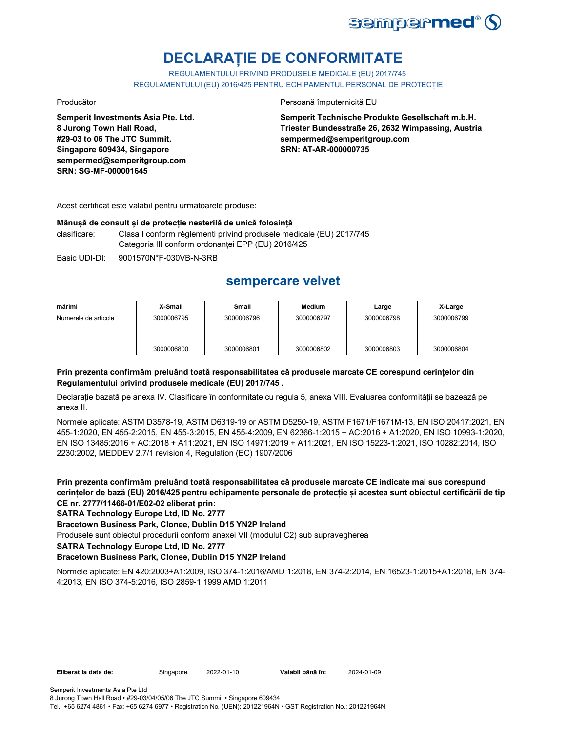# DECLARAȚIE DE CONFORMITATE

REGULAMENTULUI PRIVIND PRODUSELE MEDICALE (EU) 2017/745

REGULAMENTULUI (EU) 2016/425 PENTRU ECHIPAMENTUL PERSONAL DE PROTECȚIE

Producător

**Semperit Investments Asia Pte. Ltd.**
**8 Jurong Town Hall Road,**
**#29-03 to 06 The JTC Summit,**
**Singapore 609434, Singapore**
**sempermed@semperitgroup.com**
**SRN: SG-MF-000001645**

Persoană împuternicită EU

**Semperit Technische Produkte Gesellschaft m.b.H.**
**Triester Bundesstraße 26, 2632 Wimpassing, Austria**
**sempermed@semperitgroup.com**
**SRN: AT-AR-000000735**

Acest certificat este valabil pentru următoarele produse:

**Mânușă de consult și de protecție nesterilă de unică folosință**

clasificare: Clasa I conform règlementi privind produsele medicale (EU) 2017/745
Categoria III conform ordonanței EPP (EU) 2016/425

Basic UDI-DI: 9001570N*F-030VB-N-3RB

## sempercare velvet

| mărimi | X-Small | Small | Medium | Large | X-Large |
|---|---|---|---|---|---|
| Numerele de articole | 3000006795 | 3000006796 | 3000006797 | 3000006798 | 3000006799 |
| | 3000006800 | 3000006801 | 3000006802 | 3000006803 | 3000006804 |

**Prin prezenta confirmăm preluând toată responsabilitatea că produsele marcate CE corespund cerințelor din Regulamentului privind produsele medicale (EU) 2017/745 .**

Declarație bazată pe anexa IV. Clasificare în conformitate cu regula 5, anexa VIII. Evaluarea conformității se bazează pe anexa II.

Normele aplicate: ASTM D3578-19, ASTM D6319-19 or ASTM D5250-19, ASTM F1671/F1671M-13, EN ISO 20417:2021, EN 455-1:2020, EN 455-2:2015, EN 455-3:2015, EN 455-4:2009, EN 62366-1:2015 + AC:2016 + A1:2020, EN ISO 10993-1:2020, EN ISO 13485:2016 + AC:2018 + A11:2021, EN ISO 14971:2019 + A11:2021, EN ISO 15223-1:2021, ISO 10282:2014, ISO 2230:2002, MEDDEV 2.7/1 revision 4, Regulation (EC) 1907/2006

**Prin prezenta confirmăm preluând toată responsabilitatea că produsele marcate CE indicate mai sus corespund cerințelor de bază (EU) 2016/425 pentru echipamente personale de protecție și acestea sunt obiectul certificării de tip CE nr. 2777/11466-01/E02-02 eliberat prin:**

**SATRA Technology Europe Ltd, ID No. 2777**

**Bracetown Business Park, Clonee, Dublin D15 YN2P Ireland**

Produsele sunt obiectul procedurii conform anexei VII (modulul C2) sub supravegherea

**SATRA Technology Europe Ltd, ID No. 2777**

**Bracetown Business Park, Clonee, Dublin D15 YN2P Ireland**

Normele aplicate: EN 420:2003+A1:2009, ISO 374-1:2016/AMD 1:2018, EN 374-2:2014, EN 16523-1:2015+A1:2018, EN 374-4:2013, EN ISO 374-5:2016, ISO 2859-1:1999 AMD 1:2011

**Eliberat la data de:** Singapore, 2022-01-10 **Valabil până în:** 2024-01-09

Semperit Investments Asia Pte Ltd
8 Jurong Town Hall Road • #29-03/04/05/06 The JTC Summit • Singapore 609434
Tel.: +65 6274 4861 • Fax: +65 6274 6977 • Registration No. (UEN): 201221964N • GST Registration No.: 201221964N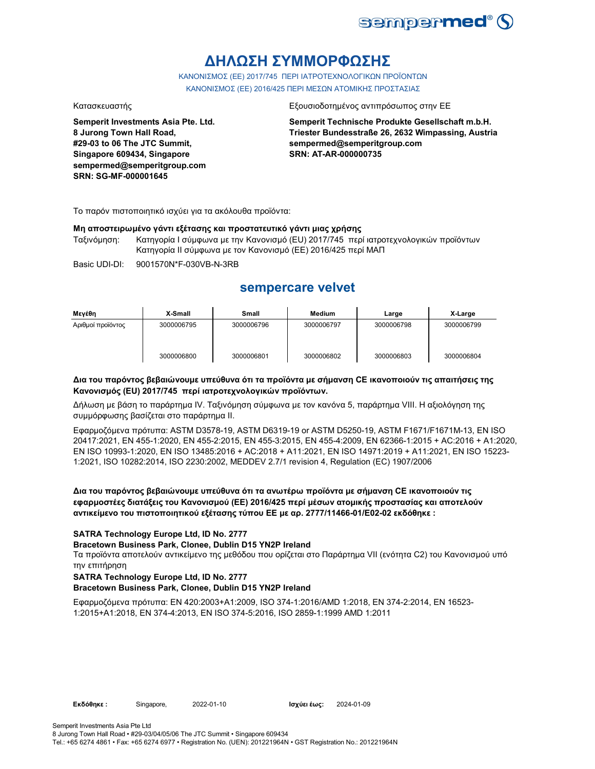# ΔΗΛΩΣΗ ΣΥΜΜΟΡΦΩΣΗΣ

ΚΑΝΟΝΙΣΜΟΣ (ΕΕ) 2017/745 ΠΕΡΙ ΙΑΤΡΟΤΕΧΝΟΛΟΓΙΚΩΝ ΠΡΟΪΟΝΤΩΝ
ΚΑΝΟΝΙΣΜΟΣ (ΕΕ) 2016/425 ΠΕΡΙ ΜΕΣΩΝ ΑΤΟΜΙΚΗΣ ΠΡΟΣΤΑΣΙΑΣ

Κατασκευαστής

**Semperit Investments Asia Pte. Ltd.**
**8 Jurong Town Hall Road,**
**#29-03 to 06 The JTC Summit,**
**Singapore 609434, Singapore**
**sempermed@semperitgroup.com**
**SRN: SG-MF-000001645**

Εξουσιοδοτημένος αντιπρόσωπος στην ΕΕ

**Semperit Technische Produkte Gesellschaft m.b.H.**
**Triester Bundesstraße 26, 2632 Wimpassing, Austria**
**sempermed@semperitgroup.com**
**SRN: AT-AR-000000735**

Το παρόν πιστοποιητικό ισχύει για τα ακόλουθα προϊόντα:

**Μη αποστειρωμένο γάντι εξέτασης και προστατευτικό γάντι μιας χρήσης**

Ταξινόμηση: Κατηγορία I σύμφωνα με την Κανονισμό (EU) 2017/745 περί ιατροτεχνολογικών προϊόντων
Κατηγορία II σύμφωνα με τον Κανονισμό (ΕΕ) 2016/425 περί ΜΑΠ

Basic UDI-DI: 9001570N*F-030VB-N-3RB

## sempercare velvet

| Μεγέθη | X-Small | Small | Medium | Large | X-Large |
|---|---|---|---|---|---|
| Αριθμοί προϊόντος | 3000006795 | 3000006796 | 3000006797 | 3000006798 | 3000006799 |
| | 3000006800 | 3000006801 | 3000006802 | 3000006803 | 3000006804 |

**Δια του παρόντος βεβαιώνουμε υπεύθυνα ότι τα προϊόντα με σήμανση CE ικανοποιούν τις απαιτήσεις της Κανονισμός (EU) 2017/745 περί ιατροτεχνολογικών προϊόντων.**

Δήλωση με βάση το παράρτημα IV. Ταξινόμηση σύμφωνα με τον κανόνα 5, παράρτημα VIII. Η αξιολόγηση της συμμόρφωσης βασίζεται στο παράρτημα II.

Εφαρμοζόμενα πρότυπα: ASTM D3578-19, ASTM D6319-19 or ASTM D5250-19, ASTM F1671/F1671M-13, EN ISO 20417:2021, EN 455-1:2020, EN 455-2:2015, EN 455-3:2015, EN 455-4:2009, EN 62366-1:2015 + AC:2016 + A1:2020, EN ISO 10993-1:2020, EN ISO 13485:2016 + AC:2018 + A11:2021, EN ISO 14971:2019 + A11:2021, EN ISO 15223-1:2021, ISO 10282:2014, ISO 2230:2002, MEDDEV 2.7/1 revision 4, Regulation (EC) 1907/2006

**Δια του παρόντος βεβαιώνουμε υπεύθυνα ότι τα ανωτέρω προϊόντα με σήμανση CE ικανοποιούν τις εφαρμοστέες διατάξεις του Κανονισμού (ΕΕ) 2016/425 περί μέσων ατομικής προστασίας και αποτελούν αντικείμενο του πιστοποιητικού εξέτασης τύπου ΕΕ με αρ. 2777/11466-01/E02-02 εκδόθηκε :**

**SATRA Technology Europe Ltd, ID No. 2777**
**Bracetown Business Park, Clonee, Dublin D15 YN2P Ireland**

Τα προϊόντα αποτελούν αντικείμενο της μεθόδου που ορίζεται στο Παράρτημα VII (ενότητα C2) του Κανονισμού υπό την επιτήρηση

**SATRA Technology Europe Ltd, ID No. 2777**
**Bracetown Business Park, Clonee, Dublin D15 YN2P Ireland**

Εφαρμοζόμενα πρότυπα: EN 420:2003+A1:2009, ISO 374-1:2016/AMD 1:2018, EN 374-2:2014, EN 16523-1:2015+A1:2018, EN 374-4:2013, EN ISO 374-5:2016, ISO 2859-1:1999 AMD 1:2011

**Εκδόθηκε :** Singapore, 2022-01-10 **Ισχύει έως:** 2024-01-09

Semperit Investments Asia Pte Ltd
8 Jurong Town Hall Road • #29-03/04/05/06 The JTC Summit • Singapore 609434
Tel.: +65 6274 4861 • Fax: +65 6274 6977 • Registration No. (UEN): 201221964N • GST Registration No.: 201221964N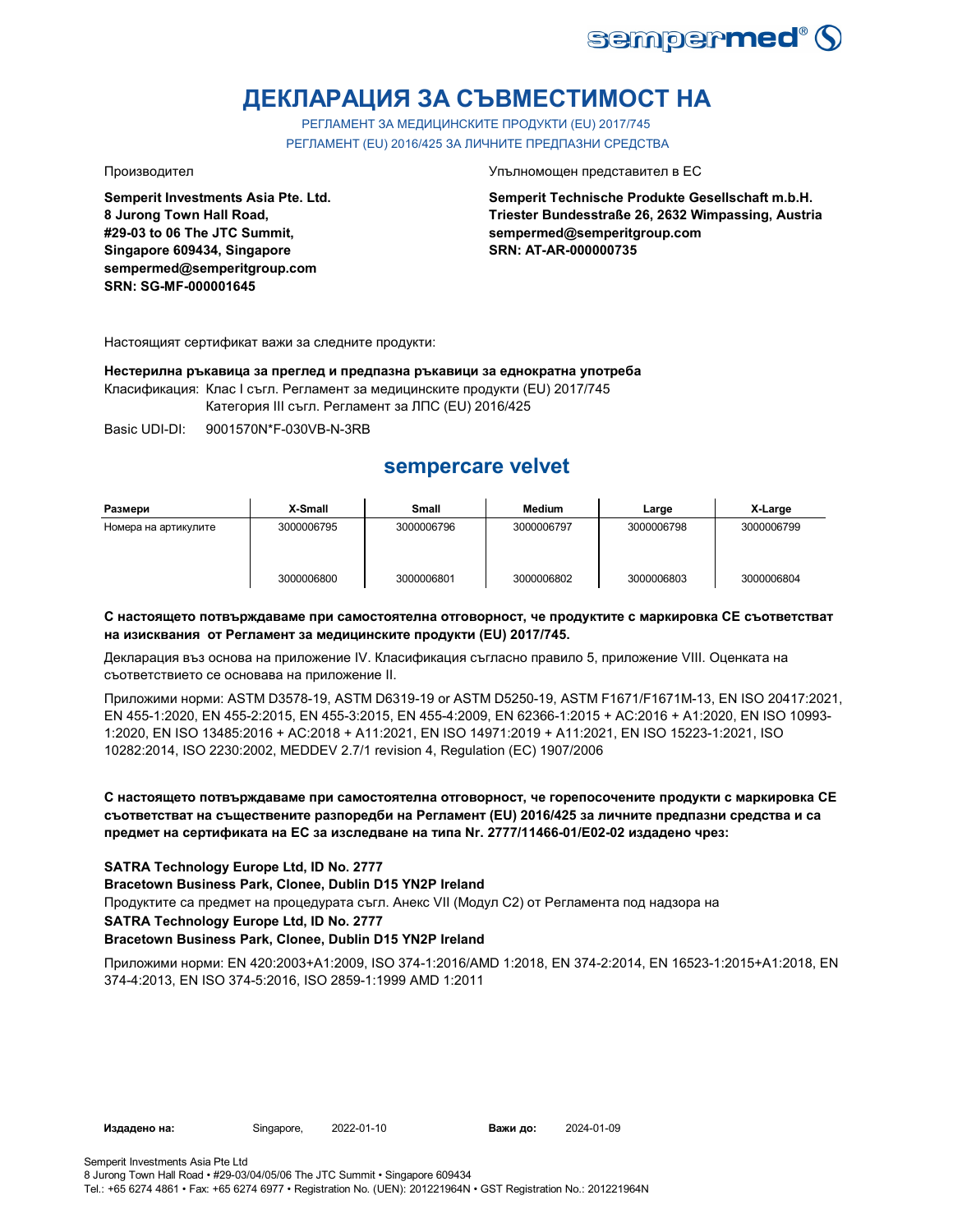# ДЕКЛАРАЦИЯ ЗА СЪВМЕСТИМОСТ НА

РЕГЛАМЕНТ ЗА МЕДИЦИНСКИТЕ ПРОДУКТИ (EU) 2017/745

РЕГЛАМЕНТ (EU) 2016/425 ЗА ЛИЧНИТЕ ПРЕДПАЗНИ СРЕДСТВА

Производител

**Semperit Investments Asia Pte. Ltd.**
**8 Jurong Town Hall Road,**
**#29-03 to 06 The JTC Summit,**
**Singapore 609434, Singapore**
**sempermed@semperitgroup.com**
**SRN: SG-MF-000001645**

Упълномощен представител в ЕС

**Semperit Technische Produkte Gesellschaft m.b.H.**
**Triester Bundesstraße 26, 2632 Wimpassing, Austria**
**sempermed@semperitgroup.com**
**SRN: AT-AR-000000735**

Настоящият сертификат важи за следните продукти:

**Нестерилна ръкавица за преглед и предпазна ръкавици за еднократна употреба**

Класификация: Клас I съгл. Регламент за медицинските продукти (EU) 2017/745
Категория III съгл. Регламент за ЛПС (EU) 2016/425

Basic UDI-DI: 9001570N*F-030VB-N-3RB

## sempercare velvet

| Размери | X-Small | Small | Medium | Large | X-Large |
|---|---|---|---|---|---|
| Номера на артикулите | 3000006795 | 3000006796 | 3000006797 | 3000006798 | 3000006799 |
| | 3000006800 | 3000006801 | 3000006802 | 3000006803 | 3000006804 |

**С настоящето потвърждаваме при самостоятелна отговорност, че продуктите с маркировка СЕ съответстват на изисквания от Регламент за медицинските продукти (EU) 2017/745.**

Декларация въз основа на приложение IV. Класификация съгласно правило 5, приложение VIII. Оценката на съответствието се основава на приложение II.

Приложими норми: ASTM D3578-19, ASTM D6319-19 or ASTM D5250-19, ASTM F1671/F1671M-13, EN ISO 20417:2021, EN 455-1:2020, EN 455-2:2015, EN 455-3:2015, EN 455-4:2009, EN 62366-1:2015 + AC:2016 + A1:2020, EN ISO 10993-1:2020, EN ISO 13485:2016 + AC:2018 + A11:2021, EN ISO 14971:2019 + A11:2021, EN ISO 15223-1:2021, ISO 10282:2014, ISO 2230:2002, MEDDEV 2.7/1 revision 4, Regulation (EC) 1907/2006

**С настоящето потвърждаваме при самостоятелна отговорност, че горепосочените продукти с маркировка СЕ съответстват на съществените разпоредби на Регламент (EU) 2016/425 за личните предпазни средства и са предмет на сертификата на ЕС за изследване на типа Nr. 2777/11466-01/E02-02 издадено чрез:**

**SATRA Technology Europe Ltd, ID No. 2777**
**Bracetown Business Park, Clonee, Dublin D15 YN2P Ireland**

Продуктите са предмет на процедурата съгл. Анекс VII (Модул C2) от Регламента под надзора на

**SATRA Technology Europe Ltd, ID No. 2777**
**Bracetown Business Park, Clonee, Dublin D15 YN2P Ireland**

Приложими норми: EN 420:2003+A1:2009, ISO 374-1:2016/AMD 1:2018, EN 374-2:2014, EN 16523-1:2015+A1:2018, EN 374-4:2013, EN ISO 374-5:2016, ISO 2859-1:1999 AMD 1:2011

**Издадено на:** Singapore, 2022-01-10 **Важи до:** 2024-01-09

Semperit Investments Asia Pte Ltd
8 Jurong Town Hall Road • #29-03/04/05/06 The JTC Summit • Singapore 609434
Tel.: +65 6274 4861 • Fax: +65 6274 6977 • Registration No. (UEN): 201221964N • GST Registration No.: 201221964N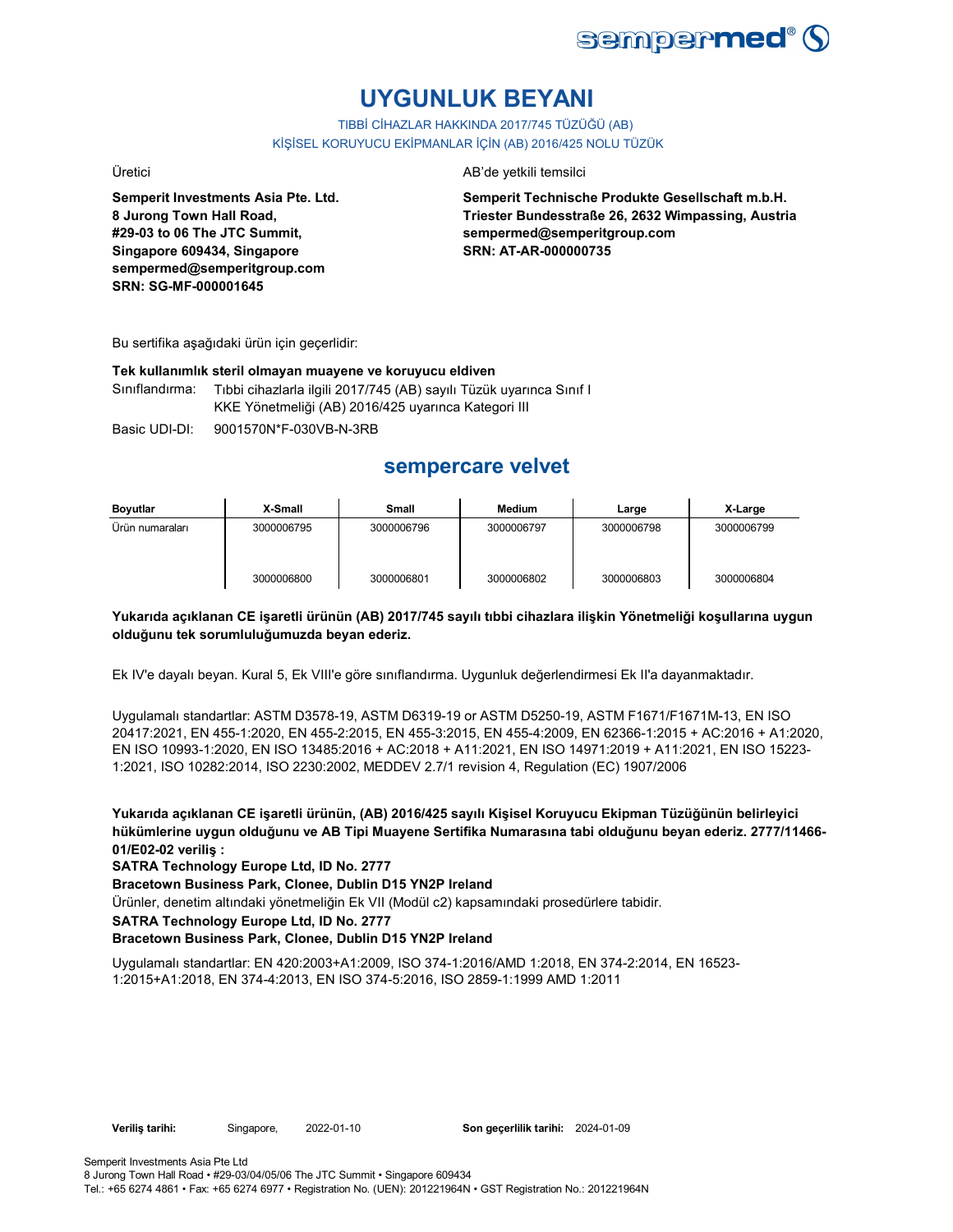# UYGUNLUK BEYANI

TIBBİ CİHAZLAR HAKKINDA 2017/745 TÜZÜĞÜ (AB)
KİŞİSEL KORUYUCU EKİPMANLAR İÇİN (AB) 2016/425 NOLU TÜZÜK

Üretici

**Semperit Investments Asia Pte. Ltd.**
**8 Jurong Town Hall Road,**
**#29-03 to 06 The JTC Summit,**
**Singapore 609434, Singapore**
**sempermed@semperitgroup.com**
**SRN: SG-MF-000001645**

AB'de yetkili temsilci

**Semperit Technische Produkte Gesellschaft m.b.H.**
**Triester Bundesstraße 26, 2632 Wimpassing, Austria**
**sempermed@semperitgroup.com**
**SRN: AT-AR-000000735**

Bu sertifika aşağıdaki ürün için geçerlidir:

**Tek kullanımlık steril olmayan muayene ve koruyucu eldiven**

Sınıflandırma: Tıbbi cihazlarla ilgili 2017/745 (AB) sayılı Tüzük uyarınca Sınıf I
KKE Yönetmeliği (AB) 2016/425 uyarınca Kategori III

Basic UDI-DI: 9001570N*F-030VB-N-3RB

## sempercare velvet

| Boyutlar | X-Small | Small | Medium | Large | X-Large |
|---|---|---|---|---|---|
| Ürün numaraları | 3000006795 | 3000006796 | 3000006797 | 3000006798 | 3000006799 |
| | 3000006800 | 3000006801 | 3000006802 | 3000006803 | 3000006804 |

**Yukarıda açıklanan CE işaretli ürünün (AB) 2017/745 sayılı tıbbi cihazlara ilişkin Yönetmeliği koşullarına uygun olduğunu tek sorumluluğumuzda beyan ederiz.**

Ek IV'e dayalı beyan. Kural 5, Ek VIII'e göre sınıflandırma. Uygunluk değerlendirmesi Ek II'a dayanmaktadır.

Uygulamalı standartlar: ASTM D3578-19, ASTM D6319-19 or ASTM D5250-19, ASTM F1671/F1671M-13, EN ISO 20417:2021, EN 455-1:2020, EN 455-2:2015, EN 455-3:2015, EN 455-4:2009, EN 62366-1:2015 + AC:2016 + A1:2020, EN ISO 10993-1:2020, EN ISO 13485:2016 + AC:2018 + A11:2021, EN ISO 14971:2019 + A11:2021, EN ISO 15223-1:2021, ISO 10282:2014, ISO 2230:2002, MEDDEV 2.7/1 revision 4, Regulation (EC) 1907/2006

**Yukarıda açıklanan CE işaretli ürünün, (AB) 2016/425 sayılı Kişisel Koruyucu Ekipman Tüzüğünün belirleyici hükümlerine uygun olduğunu ve AB Tipi Muayene Sertifika Numarasına tabi olduğunu beyan ederiz. 2777/11466-01/E02-02 veriliş :**

**SATRA Technology Europe Ltd, ID No. 2777**

**Bracetown Business Park, Clonee, Dublin D15 YN2P Ireland**

Ürünler, denetim altındaki yönetmeliğin Ek VII (Modül c2) kapsamındaki prosedürlere tabidir.

**SATRA Technology Europe Ltd, ID No. 2777**

**Bracetown Business Park, Clonee, Dublin D15 YN2P Ireland**

Uygulamalı standartlar: EN 420:2003+A1:2009, ISO 374-1:2016/AMD 1:2018, EN 374-2:2014, EN 16523-1:2015+A1:2018, EN 374-4:2013, EN ISO 374-5:2016, ISO 2859-1:1999 AMD 1:2011

**Veriliş tarihi:** Singapore, 2022-01-10 **Son geçerlilik tarihi:** 2024-01-09

Semperit Investments Asia Pte Ltd
8 Jurong Town Hall Road • #29-03/04/05/06 The JTC Summit • Singapore 609434
Tel.: +65 6274 4861 • Fax: +65 6274 6977 • Registration No. (UEN): 201221964N • GST Registration No.: 201221964N